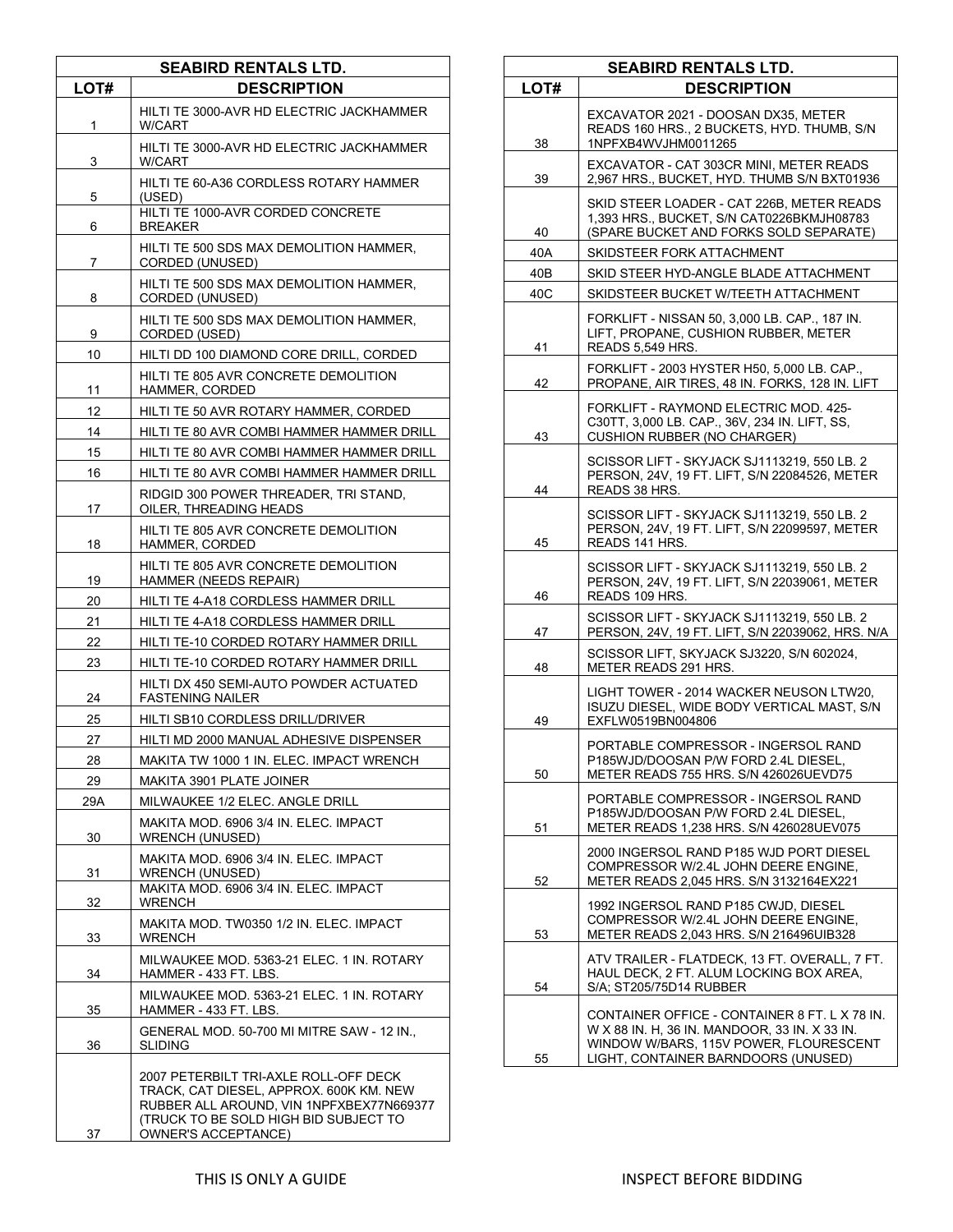| SEABIRD RENTALS LTD. | |
|---|---|
| **LOT#** | **DESCRIPTION** |
| 1 | HILTI TE 3000-AVR HD ELECTRIC JACKHAMMER W/CART |
| 3 | HILTI TE 3000-AVR HD ELECTRIC JACKHAMMER W/CART |
| 5 | HILTI TE 60-A36 CORDLESS ROTARY HAMMER (USED) |
| 6 | HILTI TE 1000-AVR CORDED CONCRETE BREAKER |
| 7 | HILTI TE 500 SDS MAX DEMOLITION HAMMER, CORDED (UNUSED) |
| 8 | HILTI TE 500 SDS MAX DEMOLITION HAMMER, CORDED (UNUSED) |
| 9 | HILTI TE 500 SDS MAX DEMOLITION HAMMER, CORDED (USED) |
| 10 | HILTI DD 100 DIAMOND CORE DRILL, CORDED |
| 11 | HILTI TE 805 AVR CONCRETE DEMOLITION HAMMER, CORDED |
| 12 | HILTI TE 50 AVR ROTARY HAMMER, CORDED |
| 14 | HILTI TE 80 AVR COMBI HAMMER HAMMER DRILL |
| 15 | HILTI TE 80 AVR COMBI HAMMER HAMMER DRILL |
| 16 | HILTI TE 80 AVR COMBI HAMMER HAMMER DRILL |
| 17 | RIDGID 300 POWER THREADER, TRI STAND, OILER, THREADING HEADS |
| 18 | HILTI TE 805 AVR CONCRETE DEMOLITION HAMMER, CORDED |
| 19 | HILTI TE 805 AVR CONCRETE DEMOLITION HAMMER (NEEDS REPAIR) |
| 20 | HILTI TE 4-A18 CORDLESS HAMMER DRILL |
| 21 | HILTI TE 4-A18 CORDLESS HAMMER DRILL |
| 22 | HILTI TE-10 CORDED ROTARY HAMMER DRILL |
| 23 | HILTI TE-10 CORDED ROTARY HAMMER DRILL |
| 24 | HILTI DX 450 SEMI-AUTO POWDER ACTUATED FASTENING NAILER |
| 25 | HILTI SB10 CORDLESS DRILL/DRIVER |
| 27 | HILTI MD 2000 MANUAL ADHESIVE DISPENSER |
| 28 | MAKITA TW 1000 1 IN. ELEC. IMPACT WRENCH |
| 29 | MAKITA 3901 PLATE JOINER |
| 29A | MILWAUKEE 1/2 ELEC. ANGLE DRILL |
| 30 | MAKITA MOD. 6906 3/4 IN. ELEC. IMPACT WRENCH (UNUSED) |
| 31 | MAKITA MOD. 6906 3/4 IN. ELEC. IMPACT WRENCH (UNUSED) |
| 32 | MAKITA MOD. 6906 3/4 IN. ELEC. IMPACT WRENCH |
| 33 | MAKITA MOD. TW0350 1/2 IN. ELEC. IMPACT WRENCH |
| 34 | MILWAUKEE MOD. 5363-21 ELEC. 1 IN. ROTARY HAMMER - 433 FT. LBS. |
| 35 | MILWAUKEE MOD. 5363-21 ELEC. 1 IN. ROTARY HAMMER - 433 FT. LBS. |
| 36 | GENERAL MOD. 50-700 MI MITRE SAW - 12 IN., SLIDING |
| 37 | 2007 PETERBILT TRI-AXLE ROLL-OFF DECK TRACK, CAT DIESEL, APPROX. 600K KM. NEW RUBBER ALL AROUND, VIN 1NPFXBEX77N669377 (TRUCK TO BE SOLD HIGH BID SUBJECT TO OWNER'S ACCEPTANCE) |

| SEABIRD RENTALS LTD. | |
|---|---|
| **LOT#** | **DESCRIPTION** |
| 38 | EXCAVATOR 2021 - DOOSAN DX35, METER READS 160 HRS., 2 BUCKETS, HYD. THUMB, S/N 1NPFXB4WVJHM0011265 |
| 39 | EXCAVATOR - CAT 303CR MINI, METER READS 2,967 HRS., BUCKET, HYD. THUMB S/N BXT01936 |
| 40 | SKID STEER LOADER - CAT 226B, METER READS 1,393 HRS., BUCKET, S/N CAT0226BKMJH08783 (SPARE BUCKET AND FORKS SOLD SEPARATE) |
| 40A | SKIDSTEER FORK ATTACHMENT |
| 40B | SKID STEER HYD-ANGLE BLADE ATTACHMENT |
| 40C | SKIDSTEER BUCKET W/TEETH ATTACHMENT |
| 41 | FORKLIFT - NISSAN 50, 3,000 LB. CAP., 187 IN. LIFT, PROPANE, CUSHION RUBBER, METER READS 5,549 HRS. |
| 42 | FORKLIFT - 2003 HYSTER H50, 5,000 LB. CAP., PROPANE, AIR TIRES, 48 IN. FORKS, 128 IN. LIFT |
| 43 | FORKLIFT - RAYMOND ELECTRIC MOD. 425-C30TT, 3,000 LB. CAP., 36V, 234 IN. LIFT, SS, CUSHION RUBBER (NO CHARGER) |
| 44 | SCISSOR LIFT - SKYJACK SJ1113219, 550 LB. 2 PERSON, 24V, 19 FT. LIFT, S/N 22084526, METER READS 38 HRS. |
| 45 | SCISSOR LIFT - SKYJACK SJ1113219, 550 LB. 2 PERSON, 24V, 19 FT. LIFT, S/N 22099597, METER READS 141 HRS. |
| 46 | SCISSOR LIFT - SKYJACK SJ1113219, 550 LB. 2 PERSON, 24V, 19 FT. LIFT, S/N 22039061, METER READS 109 HRS. |
| 47 | SCISSOR LIFT - SKYJACK SJ1113219, 550 LB. 2 PERSON, 24V, 19 FT. LIFT, S/N 22039062, HRS. N/A |
| 48 | SCISSOR LIFT, SKYJACK SJ3220, S/N 602024, METER READS 291 HRS. |
| 49 | LIGHT TOWER - 2014 WACKER NEUSON LTW20, ISUZU DIESEL, WIDE BODY VERTICAL MAST, S/N EXFLW0519BN004806 |
| 50 | PORTABLE COMPRESSOR - INGERSOL RAND P185WJD/DOOSAN P/W FORD 2.4L DIESEL, METER READS 755 HRS. S/N 426026UEVD75 |
| 51 | PORTABLE COMPRESSOR - INGERSOL RAND P185WJD/DOOSAN P/W FORD 2.4L DIESEL, METER READS 1,238 HRS. S/N 426028UEV075 |
| 52 | 2000 INGERSOL RAND P185 WJD PORT DIESEL COMPRESSOR W/2.4L JOHN DEERE ENGINE, METER READS 2,045 HRS. S/N 3132164EX221 |
| 53 | 1992 INGERSOL RAND P185 CWJD, DIESEL COMPRESSOR W/2.4L JOHN DEERE ENGINE, METER READS 2,043 HRS. S/N 216496UIB328 |
| 54 | ATV TRAILER - FLATDECK, 13 FT. OVERALL, 7 FT. HAUL DECK, 2 FT. ALUM LOCKING BOX AREA, S/A; ST205/75D14 RUBBER |
| 55 | CONTAINER OFFICE - CONTAINER 8 FT. L X 78 IN. W X 88 IN. H, 36 IN. MANDOOR, 33 IN. X 33 IN. WINDOW W/BARS, 115V POWER, FLOURESCENT LIGHT, CONTAINER BARNDOORS (UNUSED) |

THIS IS ONLY A GUIDE

INSPECT BEFORE BIDDING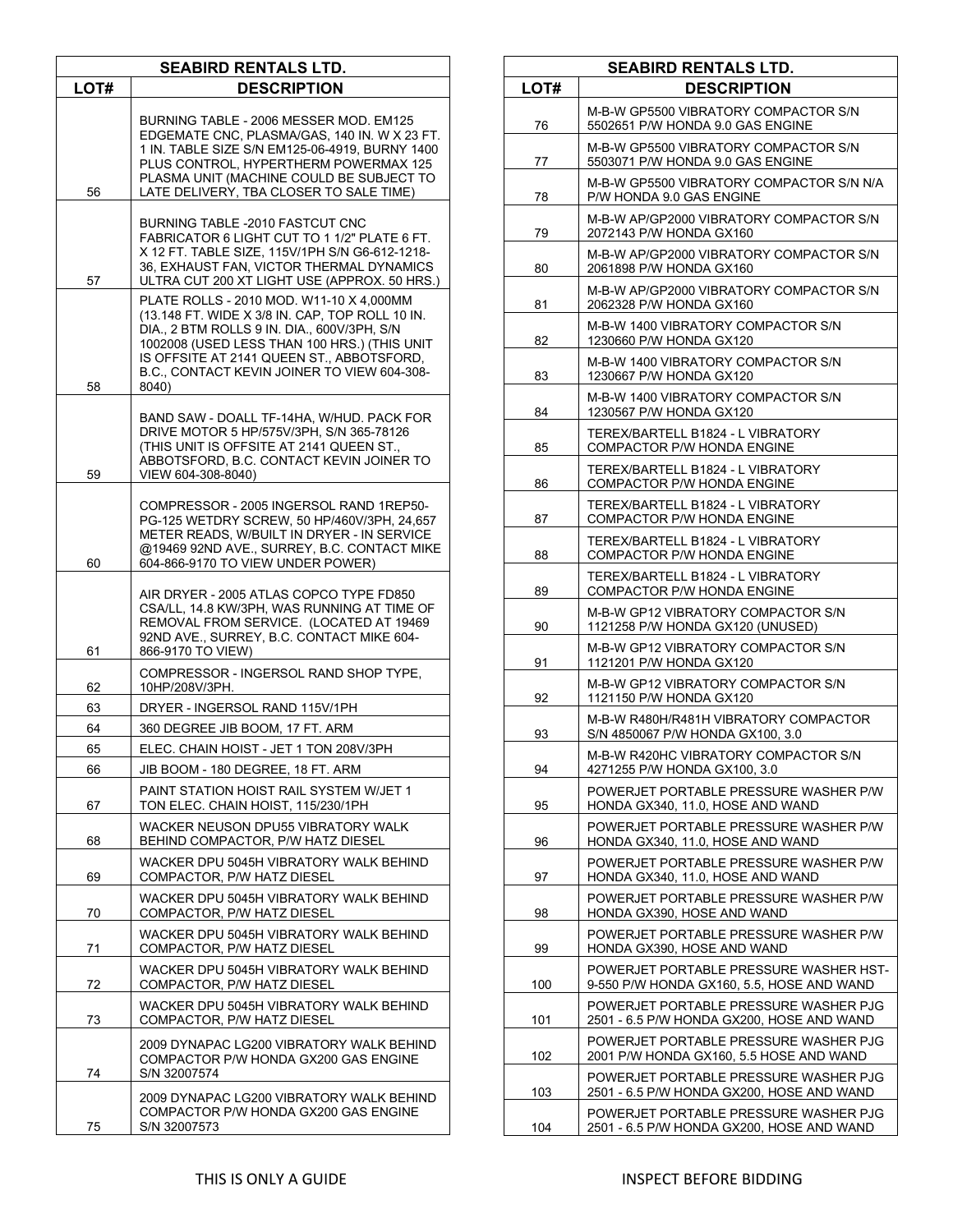| SEABIRD RENTALS LTD. | |
|---|---|
| LOT# | DESCRIPTION |
| 56 | BURNING TABLE - 2006 MESSER MOD. EM125 EDGEMATE CNC, PLASMA/GAS, 140 IN. W X 23 FT. 1 IN. TABLE SIZE S/N EM125-06-4919, BURNY 1400 PLUS CONTROL, HYPERTHERM POWERMAX 125 PLASMA UNIT (MACHINE COULD BE SUBJECT TO LATE DELIVERY, TBA CLOSER TO SALE TIME) |
| 57 | BURNING TABLE -2010 FASTCUT CNC FABRICATOR 6 LIGHT CUT TO 1 1/2" PLATE 6 FT. X 12 FT. TABLE SIZE, 115V/1PH S/N G6-612-1218-36, EXHAUST FAN, VICTOR THERMAL DYNAMICS ULTRA CUT 200 XT LIGHT USE (APPROX. 50 HRS.) |
| 58 | PLATE ROLLS - 2010 MOD. W11-10 X 4,000MM (13.148 FT. WIDE X 3/8 IN. CAP, TOP ROLL 10 IN. DIA., 2 BTM ROLLS 9 IN. DIA., 600V/3PH, S/N 1002008 (USED LESS THAN 100 HRS.) (THIS UNIT IS OFFSITE AT 2141 QUEEN ST., ABBOTSFORD, B.C., CONTACT KEVIN JOINER TO VIEW 604-308-8040) |
| 59 | BAND SAW - DOALL TF-14HA, W/HUD. PACK FOR DRIVE MOTOR 5 HP/575V/3PH, S/N 365-78126 (THIS UNIT IS OFFSITE AT 2141 QUEEN ST., ABBOTSFORD, B.C. CONTACT KEVIN JOINER TO VIEW 604-308-8040) |
| 60 | COMPRESSOR - 2005 INGERSOL RAND 1REP50-PG-125 WETDRY SCREW, 50 HP/460V/3PH, 24,657 METER READS, W/BUILT IN DRYER - IN SERVICE @19469 92ND AVE., SURREY, B.C. CONTACT MIKE 604-866-9170 TO VIEW UNDER POWER) |
| 61 | AIR DRYER - 2005 ATLAS COPCO TYPE FD850 CSA/LL, 14.8 KW/3PH, WAS RUNNING AT TIME OF REMOVAL FROM SERVICE. (LOCATED AT 19469 92ND AVE., SURREY, B.C. CONTACT MIKE 604-866-9170 TO VIEW) |
| 62 | COMPRESSOR - INGERSOL RAND SHOP TYPE, 10HP/208V/3PH. |
| 63 | DRYER - INGERSOL RAND 115V/1PH |
| 64 | 360 DEGREE JIB BOOM, 17 FT. ARM |
| 65 | ELEC. CHAIN HOIST - JET 1 TON 208V/3PH |
| 66 | JIB BOOM - 180 DEGREE, 18 FT. ARM |
| 67 | PAINT STATION HOIST RAIL SYSTEM W/JET 1 TON ELEC. CHAIN HOIST, 115/230/1PH |
| 68 | WACKER NEUSON DPU55 VIBRATORY WALK BEHIND COMPACTOR, P/W HATZ DIESEL |
| 69 | WACKER DPU 5045H VIBRATORY WALK BEHIND COMPACTOR, P/W HATZ DIESEL |
| 70 | WACKER DPU 5045H VIBRATORY WALK BEHIND COMPACTOR, P/W HATZ DIESEL |
| 71 | WACKER DPU 5045H VIBRATORY WALK BEHIND COMPACTOR, P/W HATZ DIESEL |
| 72 | WACKER DPU 5045H VIBRATORY WALK BEHIND COMPACTOR, P/W HATZ DIESEL |
| 73 | WACKER DPU 5045H VIBRATORY WALK BEHIND COMPACTOR, P/W HATZ DIESEL |
| 74 | 2009 DYNAPAC LG200 VIBRATORY WALK BEHIND COMPACTOR P/W HONDA GX200 GAS ENGINE S/N 32007574 |
| 75 | 2009 DYNAPAC LG200 VIBRATORY WALK BEHIND COMPACTOR P/W HONDA GX200 GAS ENGINE S/N 32007573 |

| SEABIRD RENTALS LTD. | |
|---|---|
| LOT# | DESCRIPTION |
| 76 | M-B-W GP5500 VIBRATORY COMPACTOR S/N 5502651 P/W HONDA 9.0 GAS ENGINE |
| 77 | M-B-W GP5500 VIBRATORY COMPACTOR S/N 5503071 P/W HONDA 9.0 GAS ENGINE |
| 78 | M-B-W GP5500 VIBRATORY COMPACTOR S/N N/A P/W HONDA 9.0 GAS ENGINE |
| 79 | M-B-W AP/GP2000 VIBRATORY COMPACTOR S/N 2072143 P/W HONDA GX160 |
| 80 | M-B-W AP/GP2000 VIBRATORY COMPACTOR S/N 2061898 P/W HONDA GX160 |
| 81 | M-B-W AP/GP2000 VIBRATORY COMPACTOR S/N 2062328 P/W HONDA GX160 |
| 82 | M-B-W 1400 VIBRATORY COMPACTOR S/N 1230660 P/W HONDA GX120 |
| 83 | M-B-W 1400 VIBRATORY COMPACTOR S/N 1230667 P/W HONDA GX120 |
| 84 | M-B-W 1400 VIBRATORY COMPACTOR S/N 1230567 P/W HONDA GX120 |
| 85 | TEREX/BARTELL B1824 - L VIBRATORY COMPACTOR P/W HONDA ENGINE |
| 86 | TEREX/BARTELL B1824 - L VIBRATORY COMPACTOR P/W HONDA ENGINE |
| 87 | TEREX/BARTELL B1824 - L VIBRATORY COMPACTOR P/W HONDA ENGINE |
| 88 | TEREX/BARTELL B1824 - L VIBRATORY COMPACTOR P/W HONDA ENGINE |
| 89 | TEREX/BARTELL B1824 - L VIBRATORY COMPACTOR P/W HONDA ENGINE |
| 90 | M-B-W GP12 VIBRATORY COMPACTOR S/N 1121258 P/W HONDA GX120 (UNUSED) |
| 91 | M-B-W GP12 VIBRATORY COMPACTOR S/N 1121201 P/W HONDA GX120 |
| 92 | M-B-W GP12 VIBRATORY COMPACTOR S/N 1121150 P/W HONDA GX120 |
| 93 | M-B-W R480H/R481H VIBRATORY COMPACTOR S/N 4850067 P/W HONDA GX100, 3.0 |
| 94 | M-B-W R420HC VIBRATORY COMPACTOR S/N 4271255 P/W HONDA GX100, 3.0 |
| 95 | POWERJET PORTABLE PRESSURE WASHER P/W HONDA GX340, 11.0, HOSE AND WAND |
| 96 | POWERJET PORTABLE PRESSURE WASHER P/W HONDA GX340, 11.0, HOSE AND WAND |
| 97 | POWERJET PORTABLE PRESSURE WASHER P/W HONDA GX340, 11.0, HOSE AND WAND |
| 98 | POWERJET PORTABLE PRESSURE WASHER P/W HONDA GX390, HOSE AND WAND |
| 99 | POWERJET PORTABLE PRESSURE WASHER P/W HONDA GX390, HOSE AND WAND |
| 100 | POWERJET PORTABLE PRESSURE WASHER HST-9-550 P/W HONDA GX160, 5.5, HOSE AND WAND |
| 101 | POWERJET PORTABLE PRESSURE WASHER PJG 2501 - 6.5 P/W HONDA GX200, HOSE AND WAND |
| 102 | POWERJET PORTABLE PRESSURE WASHER PJG 2001 P/W HONDA GX160, 5.5 HOSE AND WAND |
| 103 | POWERJET PORTABLE PRESSURE WASHER PJG 2501 - 6.5 P/W HONDA GX200, HOSE AND WAND |
| 104 | POWERJET PORTABLE PRESSURE WASHER PJG 2501 - 6.5 P/W HONDA GX200, HOSE AND WAND |

THIS IS ONLY A GUIDE

INSPECT BEFORE BIDDING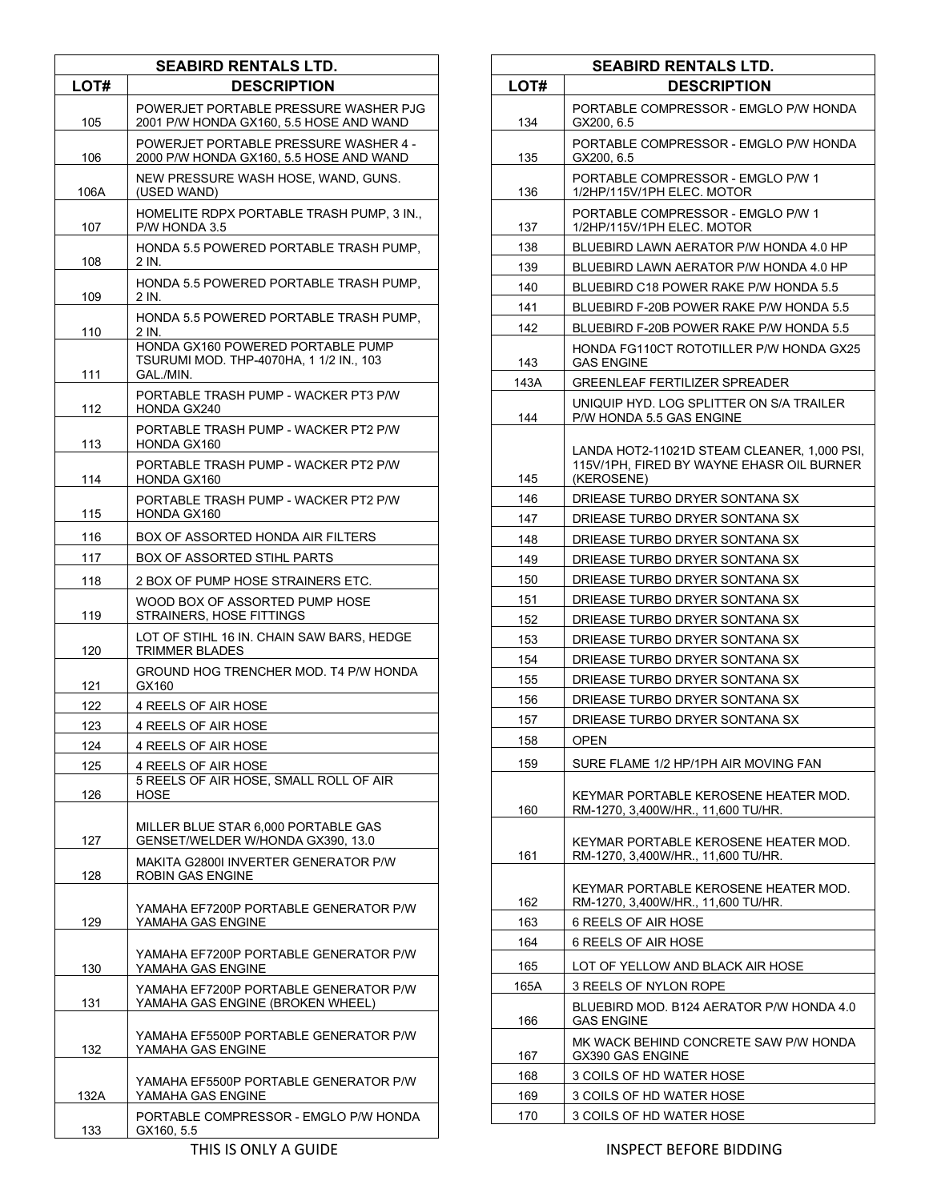| SEABIRD RENTALS LTD. | |
|---|---|
| **LOT#** | **DESCRIPTION** |
| 105 | POWERJET PORTABLE PRESSURE WASHER PJG 2001 P/W HONDA GX160, 5.5 HOSE AND WAND |
| 106 | POWERJET PORTABLE PRESSURE WASHER 4 - 2000 P/W HONDA GX160, 5.5 HOSE AND WAND |
| 106A | NEW PRESSURE WASH HOSE, WAND, GUNS. (USED WAND) |
| 107 | HOMELITE RDPX PORTABLE TRASH PUMP, 3 IN., P/W HONDA 3.5 |
| 108 | HONDA 5.5 POWERED PORTABLE TRASH PUMP, 2 IN. |
| 109 | HONDA 5.5 POWERED PORTABLE TRASH PUMP, 2 IN. |
| 110 | HONDA 5.5 POWERED PORTABLE TRASH PUMP, 2 IN. |
| 111 | HONDA GX160 POWERED PORTABLE PUMP TSURUMI MOD. THP-4070HA, 1 1/2 IN., 103 GAL./MIN. |
| 112 | PORTABLE TRASH PUMP - WACKER PT3 P/W HONDA GX240 |
| 113 | PORTABLE TRASH PUMP - WACKER PT2 P/W HONDA GX160 |
| 114 | PORTABLE TRASH PUMP - WACKER PT2 P/W HONDA GX160 |
| 115 | PORTABLE TRASH PUMP - WACKER PT2 P/W HONDA GX160 |
| 116 | BOX OF ASSORTED HONDA AIR FILTERS |
| 117 | BOX OF ASSORTED STIHL PARTS |
| 118 | 2 BOX OF PUMP HOSE STRAINERS ETC. |
| 119 | WOOD BOX OF ASSORTED PUMP HOSE STRAINERS, HOSE FITTINGS |
| 120 | LOT OF STIHL 16 IN. CHAIN SAW BARS, HEDGE TRIMMER BLADES |
| 121 | GROUND HOG TRENCHER MOD. T4 P/W HONDA GX160 |
| 122 | 4 REELS OF AIR HOSE |
| 123 | 4 REELS OF AIR HOSE |
| 124 | 4 REELS OF AIR HOSE |
| 125 | 4 REELS OF AIR HOSE |
| 126 | 5 REELS OF AIR HOSE, SMALL ROLL OF AIR HOSE |
| 127 | MILLER BLUE STAR 6,000 PORTABLE GAS GENSET/WELDER W/HONDA GX390, 13.0 |
| 128 | MAKITA G2800I INVERTER GENERATOR P/W ROBIN GAS ENGINE |
| 129 | YAMAHA EF7200P PORTABLE GENERATOR P/W YAMAHA GAS ENGINE |
| 130 | YAMAHA EF7200P PORTABLE GENERATOR P/W YAMAHA GAS ENGINE |
| 131 | YAMAHA EF7200P PORTABLE GENERATOR P/W YAMAHA GAS ENGINE (BROKEN WHEEL) |
| 132 | YAMAHA EF5500P PORTABLE GENERATOR P/W YAMAHA GAS ENGINE |
| 132A | YAMAHA EF5500P PORTABLE GENERATOR P/W YAMAHA GAS ENGINE |
| 133 | PORTABLE COMPRESSOR - EMGLO P/W HONDA GX160, 5.5 |

THIS IS ONLY A GUIDE

| SEABIRD RENTALS LTD. | |
|---|---|
| **LOT#** | **DESCRIPTION** |
| 134 | PORTABLE COMPRESSOR - EMGLO P/W HONDA GX200, 6.5 |
| 135 | PORTABLE COMPRESSOR - EMGLO P/W HONDA GX200, 6.5 |
| 136 | PORTABLE COMPRESSOR - EMGLO P/W 1 1/2HP/115V/1PH ELEC. MOTOR |
| 137 | PORTABLE COMPRESSOR - EMGLO P/W 1 1/2HP/115V/1PH ELEC. MOTOR |
| 138 | BLUEBIRD LAWN AERATOR P/W HONDA 4.0 HP |
| 139 | BLUEBIRD LAWN AERATOR P/W HONDA 4.0 HP |
| 140 | BLUEBIRD C18 POWER RAKE P/W HONDA 5.5 |
| 141 | BLUEBIRD F-20B POWER RAKE P/W HONDA 5.5 |
| 142 | BLUEBIRD F-20B POWER RAKE P/W HONDA 5.5 |
| 143 | HONDA FG110CT ROTOTILLER P/W HONDA GX25 GAS ENGINE |
| 143A | GREENLEAF FERTILIZER SPREADER |
| 144 | UNIQUIP HYD. LOG SPLITTER ON S/A TRAILER P/W HONDA 5.5 GAS ENGINE |
| 145 | LANDA HOT2-11021D STEAM CLEANER, 1,000 PSI, 115V/1PH, FIRED BY WAYNE EHASR OIL BURNER (KEROSENE) |
| 146 | DRIEASE TURBO DRYER SONTANA SX |
| 147 | DRIEASE TURBO DRYER SONTANA SX |
| 148 | DRIEASE TURBO DRYER SONTANA SX |
| 149 | DRIEASE TURBO DRYER SONTANA SX |
| 150 | DRIEASE TURBO DRYER SONTANA SX |
| 151 | DRIEASE TURBO DRYER SONTANA SX |
| 152 | DRIEASE TURBO DRYER SONTANA SX |
| 153 | DRIEASE TURBO DRYER SONTANA SX |
| 154 | DRIEASE TURBO DRYER SONTANA SX |
| 155 | DRIEASE TURBO DRYER SONTANA SX |
| 156 | DRIEASE TURBO DRYER SONTANA SX |
| 157 | DRIEASE TURBO DRYER SONTANA SX |
| 158 | OPEN |
| 159 | SURE FLAME 1/2 HP/1PH AIR MOVING FAN |
| 160 | KEYMAR PORTABLE KEROSENE HEATER MOD. RM-1270, 3,400W/HR., 11,600 TU/HR. |
| 161 | KEYMAR PORTABLE KEROSENE HEATER MOD. RM-1270, 3,400W/HR., 11,600 TU/HR. |
| 162 | KEYMAR PORTABLE KEROSENE HEATER MOD. RM-1270, 3,400W/HR., 11,600 TU/HR. |
| 163 | 6 REELS OF AIR HOSE |
| 164 | 6 REELS OF AIR HOSE |
| 165 | LOT OF YELLOW AND BLACK AIR HOSE |
| 165A | 3 REELS OF NYLON ROPE |
| 166 | BLUEBIRD MOD. B124 AERATOR P/W HONDA 4.0 GAS ENGINE |
| 167 | MK WACK BEHIND CONCRETE SAW P/W HONDA GX390 GAS ENGINE |
| 168 | 3 COILS OF HD WATER HOSE |
| 169 | 3 COILS OF HD WATER HOSE |
| 170 | 3 COILS OF HD WATER HOSE |

INSPECT BEFORE BIDDING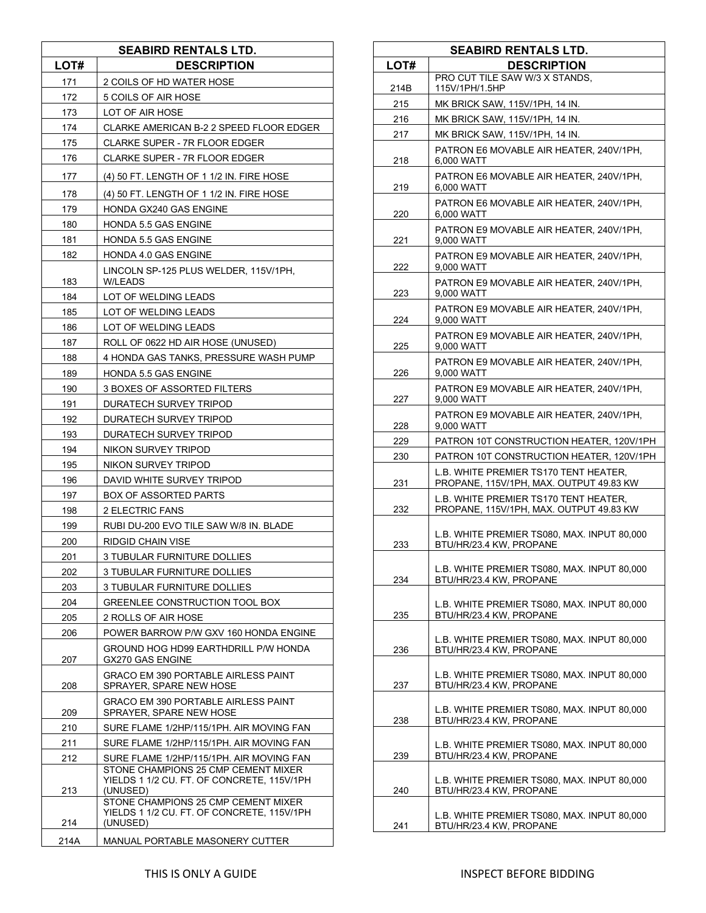| SEABIRD RENTALS LTD. | |
|---|---|
| **LOT#** | **DESCRIPTION** |
| 171 | 2 COILS OF HD WATER HOSE |
| 172 | 5 COILS OF AIR HOSE |
| 173 | LOT OF AIR HOSE |
| 174 | CLARKE AMERICAN B-2 2 SPEED FLOOR EDGER |
| 175 | CLARKE SUPER - 7R FLOOR EDGER |
| 176 | CLARKE SUPER - 7R FLOOR EDGER |
| 177 | (4) 50 FT. LENGTH OF 1 1/2 IN. FIRE HOSE |
| 178 | (4) 50 FT. LENGTH OF 1 1/2 IN. FIRE HOSE |
| 179 | HONDA GX240 GAS ENGINE |
| 180 | HONDA 5.5 GAS ENGINE |
| 181 | HONDA 5.5 GAS ENGINE |
| 182 | HONDA 4.0 GAS ENGINE |
| 183 | LINCOLN SP-125 PLUS WELDER, 115V/1PH, W/LEADS |
| 184 | LOT OF WELDING LEADS |
| 185 | LOT OF WELDING LEADS |
| 186 | LOT OF WELDING LEADS |
| 187 | ROLL OF 0622 HD AIR HOSE (UNUSED) |
| 188 | 4 HONDA GAS TANKS, PRESSURE WASH PUMP |
| 189 | HONDA 5.5 GAS ENGINE |
| 190 | 3 BOXES OF ASSORTED FILTERS |
| 191 | DURATECH SURVEY TRIPOD |
| 192 | DURATECH SURVEY TRIPOD |
| 193 | DURATECH SURVEY TRIPOD |
| 194 | NIKON SURVEY TRIPOD |
| 195 | NIKON SURVEY TRIPOD |
| 196 | DAVID WHITE SURVEY TRIPOD |
| 197 | BOX OF ASSORTED PARTS |
| 198 | 2 ELECTRIC FANS |
| 199 | RUBI DU-200 EVO TILE SAW W/8 IN. BLADE |
| 200 | RIDGID CHAIN VISE |
| 201 | 3 TUBULAR FURNITURE DOLLIES |
| 202 | 3 TUBULAR FURNITURE DOLLIES |
| 203 | 3 TUBULAR FURNITURE DOLLIES |
| 204 | GREENLEE CONSTRUCTION TOOL BOX |
| 205 | 2 ROLLS OF AIR HOSE |
| 206 | POWER BARROW P/W GXV 160 HONDA ENGINE |
| 207 | GROUND HOG HD99 EARTHDRILL P/W HONDA GX270 GAS ENGINE |
| 208 | GRACO EM 390 PORTABLE AIRLESS PAINT SPRAYER, SPARE NEW HOSE |
| 209 | GRACO EM 390 PORTABLE AIRLESS PAINT SPRAYER, SPARE NEW HOSE |
| 210 | SURE FLAME 1/2HP/115/1PH. AIR MOVING FAN |
| 211 | SURE FLAME 1/2HP/115/1PH. AIR MOVING FAN |
| 212 | SURE FLAME 1/2HP/115/1PH. AIR MOVING FAN |
| 213 | STONE CHAMPIONS 25 CMP CEMENT MIXER YIELDS 1 1/2 CU. FT. OF CONCRETE, 115V/1PH (UNUSED) |
| 214 | STONE CHAMPIONS 25 CMP CEMENT MIXER YIELDS 1 1/2 CU. FT. OF CONCRETE, 115V/1PH (UNUSED) |
| 214A | MANUAL PORTABLE MASONERY CUTTER |
| 214B | PRO CUT TILE SAW W/3 X STANDS, 115V/1PH/1.5HP |
| 215 | MK BRICK SAW, 115V/1PH, 14 IN. |
| 216 | MK BRICK SAW, 115V/1PH, 14 IN. |
| 217 | MK BRICK SAW, 115V/1PH, 14 IN. |
| 218 | PATRON E6 MOVABLE AIR HEATER, 240V/1PH, 6,000 WATT |
| 219 | PATRON E6 MOVABLE AIR HEATER, 240V/1PH, 6,000 WATT |
| 220 | PATRON E6 MOVABLE AIR HEATER, 240V/1PH, 6,000 WATT |
| 221 | PATRON E9 MOVABLE AIR HEATER, 240V/1PH, 9,000 WATT |
| 222 | PATRON E9 MOVABLE AIR HEATER, 240V/1PH, 9,000 WATT |
| 223 | PATRON E9 MOVABLE AIR HEATER, 240V/1PH, 9,000 WATT |
| 224 | PATRON E9 MOVABLE AIR HEATER, 240V/1PH, 9,000 WATT |
| 225 | PATRON E9 MOVABLE AIR HEATER, 240V/1PH, 9,000 WATT |
| 226 | PATRON E9 MOVABLE AIR HEATER, 240V/1PH, 9,000 WATT |
| 227 | PATRON E9 MOVABLE AIR HEATER, 240V/1PH, 9,000 WATT |
| 228 | PATRON E9 MOVABLE AIR HEATER, 240V/1PH, 9,000 WATT |
| 229 | PATRON 10T CONSTRUCTION HEATER, 120V/1PH |
| 230 | PATRON 10T CONSTRUCTION HEATER, 120V/1PH |
| 231 | L.B. WHITE PREMIER TS170 TENT HEATER, PROPANE, 115V/1PH, MAX. OUTPUT 49.83 KW |
| 232 | L.B. WHITE PREMIER TS170 TENT HEATER, PROPANE, 115V/1PH, MAX. OUTPUT 49.83 KW |
| 233 | L.B. WHITE PREMIER TS080, MAX. INPUT 80,000 BTU/HR/23.4 KW, PROPANE |
| 234 | L.B. WHITE PREMIER TS080, MAX. INPUT 80,000 BTU/HR/23.4 KW, PROPANE |
| 235 | L.B. WHITE PREMIER TS080, MAX. INPUT 80,000 BTU/HR/23.4 KW, PROPANE |
| 236 | L.B. WHITE PREMIER TS080, MAX. INPUT 80,000 BTU/HR/23.4 KW, PROPANE |
| 237 | L.B. WHITE PREMIER TS080, MAX. INPUT 80,000 BTU/HR/23.4 KW, PROPANE |
| 238 | L.B. WHITE PREMIER TS080, MAX. INPUT 80,000 BTU/HR/23.4 KW, PROPANE |
| 239 | L.B. WHITE PREMIER TS080, MAX. INPUT 80,000 BTU/HR/23.4 KW, PROPANE |
| 240 | L.B. WHITE PREMIER TS080, MAX. INPUT 80,000 BTU/HR/23.4 KW, PROPANE |
| 241 | L.B. WHITE PREMIER TS080, MAX. INPUT 80,000 BTU/HR/23.4 KW, PROPANE |

THIS IS ONLY A GUIDE

INSPECT BEFORE BIDDING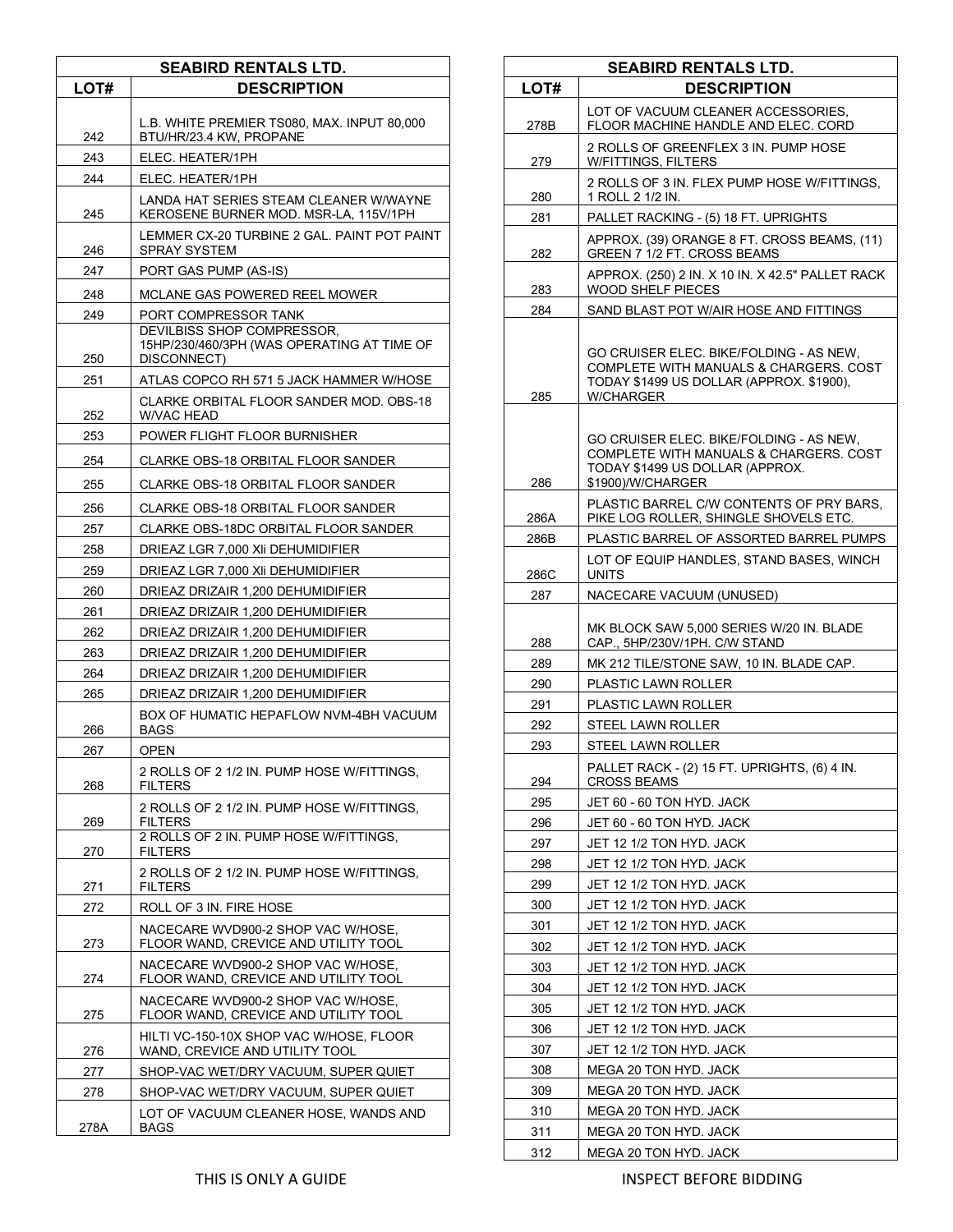| SEABIRD RENTALS LTD. | |
|---|---|
| **LOT#** | **DESCRIPTION** |
| 242 | L.B. WHITE PREMIER TS080, MAX. INPUT 80,000 BTU/HR/23.4 KW, PROPANE |
| 243 | ELEC. HEATER/1PH |
| 244 | ELEC. HEATER/1PH |
| 245 | LANDA HAT SERIES STEAM CLEANER W/WAYNE KEROSENE BURNER MOD. MSR-LA, 115V/1PH |
| 246 | LEMMER CX-20 TURBINE 2 GAL. PAINT POT PAINT SPRAY SYSTEM |
| 247 | PORT GAS PUMP (AS-IS) |
| 248 | MCLANE GAS POWERED REEL MOWER |
| 249 | PORT COMPRESSOR TANK |
| 250 | DEVILBISS SHOP COMPRESSOR, 15HP/230/460/3PH (WAS OPERATING AT TIME OF DISCONNECT) |
| 251 | ATLAS COPCO RH 571 5 JACK HAMMER W/HOSE |
| 252 | CLARKE ORBITAL FLOOR SANDER MOD. OBS-18 W/VAC HEAD |
| 253 | POWER FLIGHT FLOOR BURNISHER |
| 254 | CLARKE OBS-18 ORBITAL FLOOR SANDER |
| 255 | CLARKE OBS-18 ORBITAL FLOOR SANDER |
| 256 | CLARKE OBS-18 ORBITAL FLOOR SANDER |
| 257 | CLARKE OBS-18DC ORBITAL FLOOR SANDER |
| 258 | DRIEAZ LGR 7,000 XIi DEHUMIDIFIER |
| 259 | DRIEAZ LGR 7,000 XIi DEHUMIDIFIER |
| 260 | DRIEAZ DRIZAIR 1,200 DEHUMIDIFIER |
| 261 | DRIEAZ DRIZAIR 1,200 DEHUMIDIFIER |
| 262 | DRIEAZ DRIZAIR 1,200 DEHUMIDIFIER |
| 263 | DRIEAZ DRIZAIR 1,200 DEHUMIDIFIER |
| 264 | DRIEAZ DRIZAIR 1,200 DEHUMIDIFIER |
| 265 | DRIEAZ DRIZAIR 1,200 DEHUMIDIFIER |
| 266 | BOX OF HUMATIC HEPAFLOW NVM-4BH VACUUM BAGS |
| 267 | OPEN |
| 268 | 2 ROLLS OF 2 1/2 IN. PUMP HOSE W/FITTINGS, FILTERS |
| 269 | 2 ROLLS OF 2 1/2 IN. PUMP HOSE W/FITTINGS, FILTERS |
| 270 | 2 ROLLS OF 2 IN. PUMP HOSE W/FITTINGS, FILTERS |
| 271 | 2 ROLLS OF 2 1/2 IN. PUMP HOSE W/FITTINGS, FILTERS |
| 272 | ROLL OF 3 IN. FIRE HOSE |
| 273 | NACECARE WVD900-2 SHOP VAC W/HOSE, FLOOR WAND, CREVICE AND UTILITY TOOL |
| 274 | NACECARE WVD900-2 SHOP VAC W/HOSE, FLOOR WAND, CREVICE AND UTILITY TOOL |
| 275 | NACECARE WVD900-2 SHOP VAC W/HOSE, FLOOR WAND, CREVICE AND UTILITY TOOL |
| 276 | HILTI VC-150-10X SHOP VAC W/HOSE, FLOOR WAND, CREVICE AND UTILITY TOOL |
| 277 | SHOP-VAC WET/DRY VACUUM, SUPER QUIET |
| 278 | SHOP-VAC WET/DRY VACUUM, SUPER QUIET |
| 278A | LOT OF VACUUM CLEANER HOSE, WANDS AND BAGS |

| SEABIRD RENTALS LTD. | |
|---|---|
| **LOT#** | **DESCRIPTION** |
| 278B | LOT OF VACUUM CLEANER ACCESSORIES, FLOOR MACHINE HANDLE AND ELEC. CORD |
| 279 | 2 ROLLS OF GREENFLEX 3 IN. PUMP HOSE W/FITTINGS, FILTERS |
| 280 | 2 ROLLS OF 3 IN. FLEX PUMP HOSE W/FITTINGS, 1 ROLL 2 1/2 IN. |
| 281 | PALLET RACKING - (5) 18 FT. UPRIGHTS |
| 282 | APPROX. (39) ORANGE 8 FT. CROSS BEAMS, (11) GREEN 7 1/2 FT. CROSS BEAMS |
| 283 | APPROX. (250) 2 IN. X 10 IN. X 42.5" PALLET RACK WOOD SHELF PIECES |
| 284 | SAND BLAST POT W/AIR HOSE AND FITTINGS |
| 285 | GO CRUISER ELEC. BIKE/FOLDING - AS NEW, COMPLETE WITH MANUALS & CHARGERS. COST TODAY $1499 US DOLLAR (APPROX. $1900), W/CHARGER |
| 286 | GO CRUISER ELEC. BIKE/FOLDING - AS NEW, COMPLETE WITH MANUALS & CHARGERS. COST TODAY $1499 US DOLLAR (APPROX. $1900)/W/CHARGER |
| 286A | PLASTIC BARREL C/W CONTENTS OF PRY BARS, PIKE LOG ROLLER, SHINGLE SHOVELS ETC. |
| 286B | PLASTIC BARREL OF ASSORTED BARREL PUMPS |
| 286C | LOT OF EQUIP HANDLES, STAND BASES, WINCH UNITS |
| 287 | NACECARE VACUUM (UNUSED) |
| 288 | MK BLOCK SAW 5,000 SERIES W/20 IN. BLADE CAP., 5HP/230V/1PH. C/W STAND |
| 289 | MK 212 TILE/STONE SAW, 10 IN. BLADE CAP. |
| 290 | PLASTIC LAWN ROLLER |
| 291 | PLASTIC LAWN ROLLER |
| 292 | STEEL LAWN ROLLER |
| 293 | STEEL LAWN ROLLER |
| 294 | PALLET RACK - (2) 15 FT. UPRIGHTS, (6) 4 IN. CROSS BEAMS |
| 295 | JET 60 - 60 TON HYD. JACK |
| 296 | JET 60 - 60 TON HYD. JACK |
| 297 | JET 12 1/2 TON HYD. JACK |
| 298 | JET 12 1/2 TON HYD. JACK |
| 299 | JET 12 1/2 TON HYD. JACK |
| 300 | JET 12 1/2 TON HYD. JACK |
| 301 | JET 12 1/2 TON HYD. JACK |
| 302 | JET 12 1/2 TON HYD. JACK |
| 303 | JET 12 1/2 TON HYD. JACK |
| 304 | JET 12 1/2 TON HYD. JACK |
| 305 | JET 12 1/2 TON HYD. JACK |
| 306 | JET 12 1/2 TON HYD. JACK |
| 307 | JET 12 1/2 TON HYD. JACK |
| 308 | MEGA 20 TON HYD. JACK |
| 309 | MEGA 20 TON HYD. JACK |
| 310 | MEGA 20 TON HYD. JACK |
| 311 | MEGA 20 TON HYD. JACK |
| 312 | MEGA 20 TON HYD. JACK |

THIS IS ONLY A GUIDE

INSPECT BEFORE BIDDING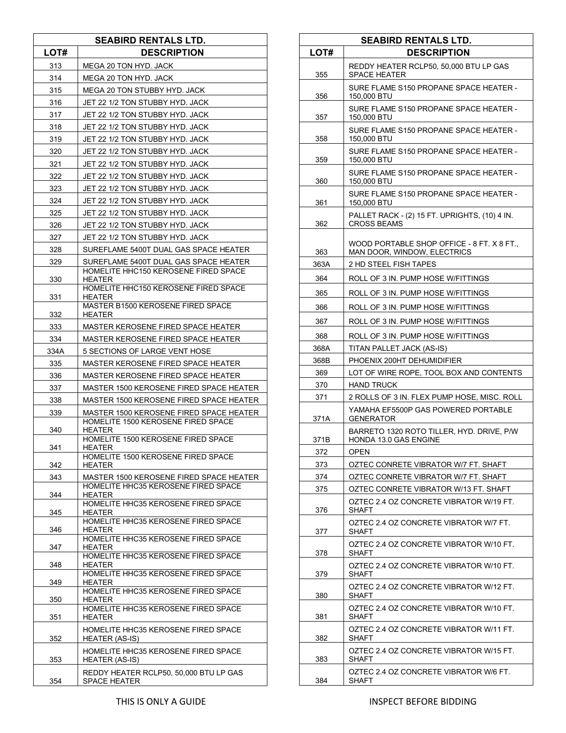| SEABIRD RENTALS LTD. | |
|---|---|
| LOT# | DESCRIPTION |
| 313 | MEGA 20 TON HYD. JACK |
| 314 | MEGA 20 TON HYD. JACK |
| 315 | MEGA 20 TON STUBBY HYD. JACK |
| 316 | JET 22 1/2 TON STUBBY HYD. JACK |
| 317 | JET 22 1/2 TON STUBBY HYD. JACK |
| 318 | JET 22 1/2 TON STUBBY HYD. JACK |
| 319 | JET 22 1/2 TON STUBBY HYD. JACK |
| 320 | JET 22 1/2 TON STUBBY HYD. JACK |
| 321 | JET 22 1/2 TON STUBBY HYD. JACK |
| 322 | JET 22 1/2 TON STUBBY HYD. JACK |
| 323 | JET 22 1/2 TON STUBBY HYD. JACK |
| 324 | JET 22 1/2 TON STUBBY HYD. JACK |
| 325 | JET 22 1/2 TON STUBBY HYD. JACK |
| 326 | JET 22 1/2 TON STUBBY HYD. JACK |
| 327 | JET 22 1/2 TON STUBBY HYD. JACK |
| 328 | SUREFLAME 5400T DUAL GAS SPACE HEATER |
| 329 | SUREFLAME 5400T DUAL GAS SPACE HEATER |
| 330 | HOMELITE HHC150 KEROSENE FIRED SPACE HEATER |
| 331 | HOMELITE HHC150 KEROSENE FIRED SPACE HEATER |
| 332 | MASTER B1500 KEROSENE FIRED SPACE HEATER |
| 333 | MASTER KEROSENE FIRED SPACE HEATER |
| 334 | MASTER KEROSENE FIRED SPACE HEATER |
| 334A | 5 SECTIONS OF LARGE VENT HOSE |
| 335 | MASTER KEROSENE FIRED SPACE HEATER |
| 336 | MASTER KEROSENE FIRED SPACE HEATER |
| 337 | MASTER 1500 KEROSENE FIRED SPACE HEATER |
| 338 | MASTER 1500 KEROSENE FIRED SPACE HEATER |
| 339 | MASTER 1500 KEROSENE FIRED SPACE HEATER |
| 340 | HOMELITE 1500 KEROSENE FIRED SPACE HEATER |
| 341 | HOMELITE 1500 KEROSENE FIRED SPACE HEATER |
| 342 | HOMELITE 1500 KEROSENE FIRED SPACE HEATER |
| 343 | MASTER 1500 KEROSENE FIRED SPACE HEATER |
| 344 | HOMELITE HHC35 KEROSENE FIRED SPACE HEATER |
| 345 | HOMELITE HHC35 KEROSENE FIRED SPACE HEATER |
| 346 | HOMELITE HHC35 KEROSENE FIRED SPACE HEATER |
| 347 | HOMELITE HHC35 KEROSENE FIRED SPACE HEATER |
| 348 | HOMELITE HHC35 KEROSENE FIRED SPACE HEATER |
| 349 | HOMELITE HHC35 KEROSENE FIRED SPACE HEATER |
| 350 | HOMELITE HHC35 KEROSENE FIRED SPACE HEATER |
| 351 | HOMELITE HHC35 KEROSENE FIRED SPACE HEATER |
| 352 | HOMELITE HHC35 KEROSENE FIRED SPACE HEATER (AS-IS) |
| 353 | HOMELITE HHC35 KEROSENE FIRED SPACE HEATER (AS-IS) |
| 354 | REDDY HEATER RCLP50, 50,000 BTU LP GAS SPACE HEATER |
| 355 | REDDY HEATER RCLP50, 50,000 BTU LP GAS SPACE HEATER |
| 356 | SURE FLAME S150 PROPANE SPACE HEATER - 150,000 BTU |
| 357 | SURE FLAME S150 PROPANE SPACE HEATER - 150,000 BTU |
| 358 | SURE FLAME S150 PROPANE SPACE HEATER - 150,000 BTU |
| 359 | SURE FLAME S150 PROPANE SPACE HEATER - 150,000 BTU |
| 360 | SURE FLAME S150 PROPANE SPACE HEATER - 150,000 BTU |
| 361 | SURE FLAME S150 PROPANE SPACE HEATER - 150,000 BTU |
| 362 | PALLET RACK - (2) 15 FT. UPRIGHTS, (10) 4 IN. CROSS BEAMS |
| 363 | WOOD PORTABLE SHOP OFFICE - 8 FT. X 8 FT., MAN DOOR, WINDOW, ELECTRICS |
| 363A | 2 HD STEEL FISH TAPES |
| 364 | ROLL OF 3 IN. PUMP HOSE W/FITTINGS |
| 365 | ROLL OF 3 IN. PUMP HOSE W/FITTINGS |
| 366 | ROLL OF 3 IN. PUMP HOSE W/FITTINGS |
| 367 | ROLL OF 3 IN. PUMP HOSE W/FITTINGS |
| 368 | ROLL OF 3 IN. PUMP HOSE W/FITTINGS |
| 368A | TITAN PALLET JACK (AS-IS) |
| 368B | PHOENIX 200HT DEHUMIDIFIER |
| 369 | LOT OF WIRE ROPE, TOOL BOX AND CONTENTS |
| 370 | HAND TRUCK |
| 371 | 2 ROLLS OF 3 IN. FLEX PUMP HOSE, MISC. ROLL |
| 371A | YAMAHA EF5500P GAS POWERED PORTABLE GENERATOR |
| 371B | BARRETO 1320 ROTO TILLER, HYD. DRIVE, P/W HONDA 13.0 GAS ENGINE |
| 372 | OPEN |
| 373 | OZTEC CONRETE VIBRATOR W/7 FT. SHAFT |
| 374 | OZTEC CONRETE VIBRATOR W/7 FT. SHAFT |
| 375 | OZTEC CONRETE VIBRATOR W/13 FT. SHAFT |
| 376 | OZTEC 2.4 OZ CONCRETE VIBRATOR W/19 FT. SHAFT |
| 377 | OZTEC 2.4 OZ CONCRETE VIBRATOR W/7 FT. SHAFT |
| 378 | OZTEC 2.4 OZ CONCRETE VIBRATOR W/10 FT. SHAFT |
| 379 | OZTEC 2.4 OZ CONCRETE VIBRATOR W/10 FT. SHAFT |
| 380 | OZTEC 2.4 OZ CONCRETE VIBRATOR W/12 FT. SHAFT |
| 381 | OZTEC 2.4 OZ CONCRETE VIBRATOR W/10 FT. SHAFT |
| 382 | OZTEC 2.4 OZ CONCRETE VIBRATOR W/11 FT. SHAFT |
| 383 | OZTEC 2.4 OZ CONCRETE VIBRATOR W/15 FT. SHAFT |
| 384 | OZTEC 2.4 OZ CONCRETE VIBRATOR W/6 FT. SHAFT |

THIS IS ONLY A GUIDE

INSPECT BEFORE BIDDING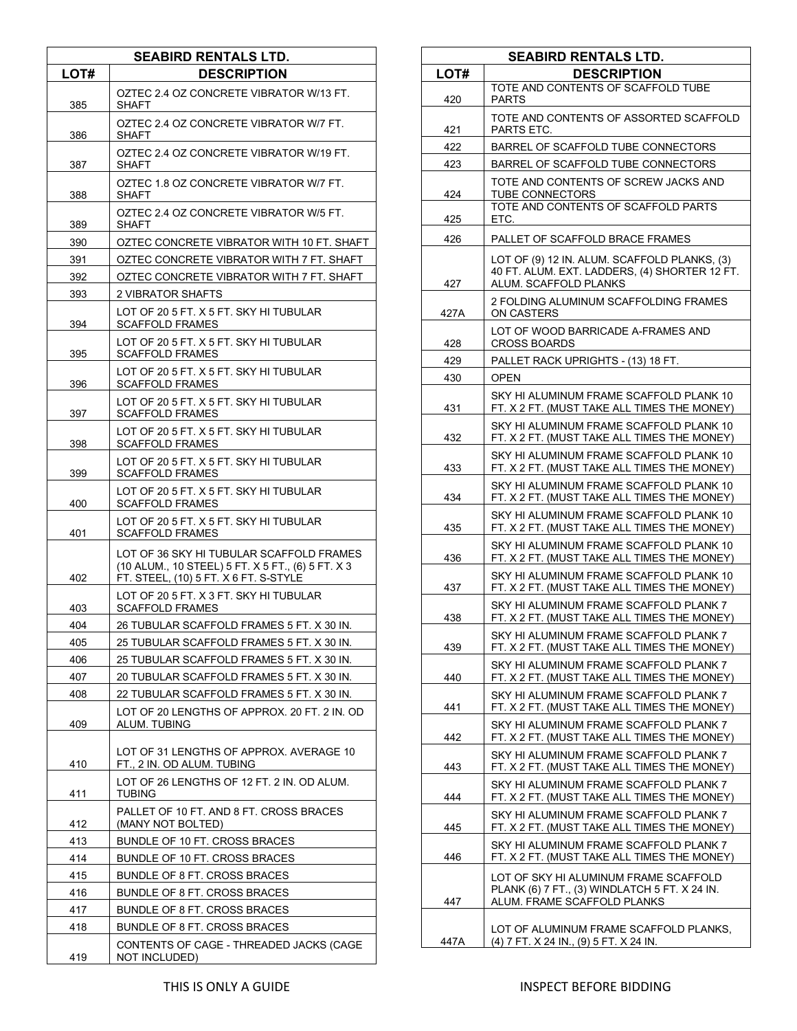| SEABIRD RENTALS LTD. | |
|---|---|
| **LOT#** | **DESCRIPTION** |
| 385 | OZTEC 2.4 OZ CONCRETE VIBRATOR W/13 FT. SHAFT |
| 386 | OZTEC 2.4 OZ CONCRETE VIBRATOR W/7 FT. SHAFT |
| 387 | OZTEC 2.4 OZ CONCRETE VIBRATOR W/19 FT. SHAFT |
| 388 | OZTEC 1.8 OZ CONCRETE VIBRATOR W/7 FT. SHAFT |
| 389 | OZTEC 2.4 OZ CONCRETE VIBRATOR W/5 FT. SHAFT |
| 390 | OZTEC CONCRETE VIBRATOR WITH 10 FT. SHAFT |
| 391 | OZTEC CONCRETE VIBRATOR WITH 7 FT. SHAFT |
| 392 | OZTEC CONCRETE VIBRATOR WITH 7 FT. SHAFT |
| 393 | 2 VIBRATOR SHAFTS |
| 394 | LOT OF 20 5 FT. X 5 FT. SKY HI TUBULAR SCAFFOLD FRAMES |
| 395 | LOT OF 20 5 FT. X 5 FT. SKY HI TUBULAR SCAFFOLD FRAMES |
| 396 | LOT OF 20 5 FT. X 5 FT. SKY HI TUBULAR SCAFFOLD FRAMES |
| 397 | LOT OF 20 5 FT. X 5 FT. SKY HI TUBULAR SCAFFOLD FRAMES |
| 398 | LOT OF 20 5 FT. X 5 FT. SKY HI TUBULAR SCAFFOLD FRAMES |
| 399 | LOT OF 20 5 FT. X 5 FT. SKY HI TUBULAR SCAFFOLD FRAMES |
| 400 | LOT OF 20 5 FT. X 5 FT. SKY HI TUBULAR SCAFFOLD FRAMES |
| 401 | LOT OF 20 5 FT. X 5 FT. SKY HI TUBULAR SCAFFOLD FRAMES |
| 402 | LOT OF 36 SKY HI TUBULAR SCAFFOLD FRAMES (10 ALUM., 10 STEEL) 5 FT. X 5 FT., (6) 5 FT. X 3 FT. STEEL, (10) 5 FT. X 6 FT. S-STYLE |
| 403 | LOT OF 20 5 FT. X 3 FT. SKY HI TUBULAR SCAFFOLD FRAMES |
| 404 | 26 TUBULAR SCAFFOLD FRAMES 5 FT. X 30 IN. |
| 405 | 25 TUBULAR SCAFFOLD FRAMES 5 FT. X 30 IN. |
| 406 | 25 TUBULAR SCAFFOLD FRAMES 5 FT. X 30 IN. |
| 407 | 20 TUBULAR SCAFFOLD FRAMES 5 FT. X 30 IN. |
| 408 | 22 TUBULAR SCAFFOLD FRAMES 5 FT. X 30 IN. |
| 409 | LOT OF 20 LENGTHS OF APPROX. 20 FT. 2 IN. OD ALUM. TUBING |
| 410 | LOT OF 31 LENGTHS OF APPROX. AVERAGE 10 FT., 2 IN. OD ALUM. TUBING |
| 411 | LOT OF 26 LENGTHS OF 12 FT. 2 IN. OD ALUM. TUBING |
| 412 | PALLET OF 10 FT. AND 8 FT. CROSS BRACES (MANY NOT BOLTED) |
| 413 | BUNDLE OF 10 FT. CROSS BRACES |
| 414 | BUNDLE OF 10 FT. CROSS BRACES |
| 415 | BUNDLE OF 8 FT. CROSS BRACES |
| 416 | BUNDLE OF 8 FT. CROSS BRACES |
| 417 | BUNDLE OF 8 FT. CROSS BRACES |
| 418 | BUNDLE OF 8 FT. CROSS BRACES |
| 419 | CONTENTS OF CAGE - THREADED JACKS (CAGE NOT INCLUDED) |

| SEABIRD RENTALS LTD. | |
|---|---|
| **LOT#** | **DESCRIPTION** |
| 420 | TOTE AND CONTENTS OF SCAFFOLD TUBE PARTS |
| 421 | TOTE AND CONTENTS OF ASSORTED SCAFFOLD PARTS ETC. |
| 422 | BARREL OF SCAFFOLD TUBE CONNECTORS |
| 423 | BARREL OF SCAFFOLD TUBE CONNECTORS |
| 424 | TOTE AND CONTENTS OF SCREW JACKS AND TUBE CONNECTORS |
| 425 | TOTE AND CONTENTS OF SCAFFOLD PARTS ETC. |
| 426 | PALLET OF SCAFFOLD BRACE FRAMES |
| 427 | LOT OF (9) 12 IN. ALUM. SCAFFOLD PLANKS, (3) 40 FT. ALUM. EXT. LADDERS, (4) SHORTER 12 FT. ALUM. SCAFFOLD PLANKS |
| 427A | 2 FOLDING ALUMINUM SCAFFOLDING FRAMES ON CASTERS |
| 428 | LOT OF WOOD BARRICADE A-FRAMES AND CROSS BOARDS |
| 429 | PALLET RACK UPRIGHTS - (13) 18 FT. |
| 430 | OPEN |
| 431 | SKY HI ALUMINUM FRAME SCAFFOLD PLANK 10 FT. X 2 FT. (MUST TAKE ALL TIMES THE MONEY) |
| 432 | SKY HI ALUMINUM FRAME SCAFFOLD PLANK 10 FT. X 2 FT. (MUST TAKE ALL TIMES THE MONEY) |
| 433 | SKY HI ALUMINUM FRAME SCAFFOLD PLANK 10 FT. X 2 FT. (MUST TAKE ALL TIMES THE MONEY) |
| 434 | SKY HI ALUMINUM FRAME SCAFFOLD PLANK 10 FT. X 2 FT. (MUST TAKE ALL TIMES THE MONEY) |
| 435 | SKY HI ALUMINUM FRAME SCAFFOLD PLANK 10 FT. X 2 FT. (MUST TAKE ALL TIMES THE MONEY) |
| 436 | SKY HI ALUMINUM FRAME SCAFFOLD PLANK 10 FT. X 2 FT. (MUST TAKE ALL TIMES THE MONEY) |
| 437 | SKY HI ALUMINUM FRAME SCAFFOLD PLANK 10 FT. X 2 FT. (MUST TAKE ALL TIMES THE MONEY) |
| 438 | SKY HI ALUMINUM FRAME SCAFFOLD PLANK 7 FT. X 2 FT. (MUST TAKE ALL TIMES THE MONEY) |
| 439 | SKY HI ALUMINUM FRAME SCAFFOLD PLANK 7 FT. X 2 FT. (MUST TAKE ALL TIMES THE MONEY) |
| 440 | SKY HI ALUMINUM FRAME SCAFFOLD PLANK 7 FT. X 2 FT. (MUST TAKE ALL TIMES THE MONEY) |
| 441 | SKY HI ALUMINUM FRAME SCAFFOLD PLANK 7 FT. X 2 FT. (MUST TAKE ALL TIMES THE MONEY) |
| 442 | SKY HI ALUMINUM FRAME SCAFFOLD PLANK 7 FT. X 2 FT. (MUST TAKE ALL TIMES THE MONEY) |
| 443 | SKY HI ALUMINUM FRAME SCAFFOLD PLANK 7 FT. X 2 FT. (MUST TAKE ALL TIMES THE MONEY) |
| 444 | SKY HI ALUMINUM FRAME SCAFFOLD PLANK 7 FT. X 2 FT. (MUST TAKE ALL TIMES THE MONEY) |
| 445 | SKY HI ALUMINUM FRAME SCAFFOLD PLANK 7 FT. X 2 FT. (MUST TAKE ALL TIMES THE MONEY) |
| 446 | SKY HI ALUMINUM FRAME SCAFFOLD PLANK 7 FT. X 2 FT. (MUST TAKE ALL TIMES THE MONEY) |
| 447 | LOT OF SKY HI ALUMINUM FRAME SCAFFOLD PLANK (6) 7 FT., (3) WINDLATCH 5 FT. X 24 IN. ALUM. FRAME SCAFFOLD PLANKS |
| 447A | LOT OF ALUMINUM FRAME SCAFFOLD PLANKS, (4) 7 FT. X 24 IN., (9) 5 FT. X 24 IN. |

THIS IS ONLY A GUIDE

INSPECT BEFORE BIDDING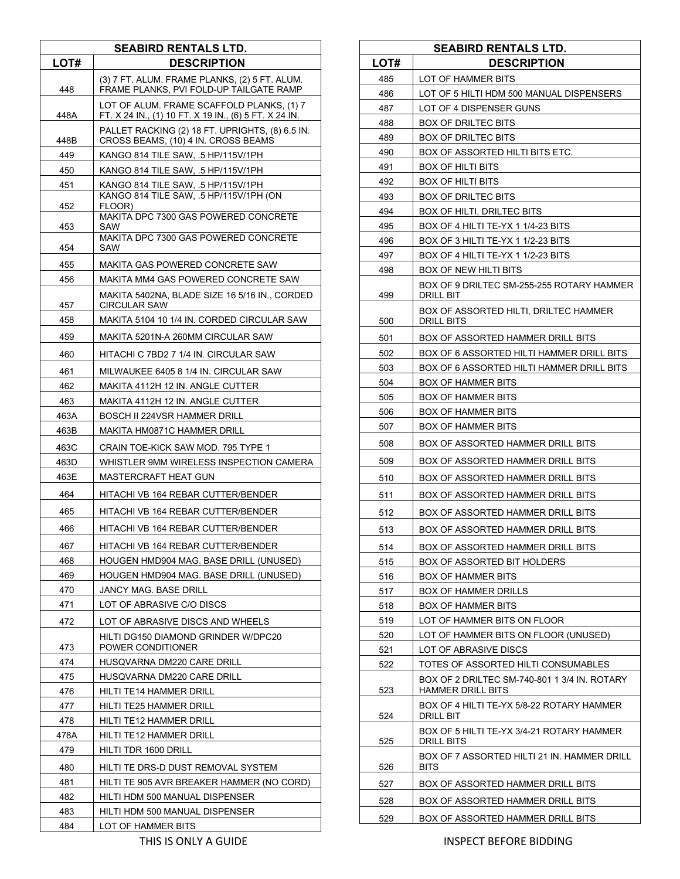| SEABIRD RENTALS LTD. | |
|---|---|
| **LOT#** | **DESCRIPTION** |
| 448 | (3) 7 FT. ALUM. FRAME PLANKS, (2) 5 FT. ALUM. FRAME PLANKS, PVI FOLD-UP TAILGATE RAMP |
| 448A | LOT OF ALUM. FRAME SCAFFOLD PLANKS, (1) 7 FT. X 24 IN., (1) 10 FT. X 19 IN., (6) 5 FT. X 24 IN. |
| 448B | PALLET RACKING (2) 18 FT. UPRIGHTS, (8) 6.5 IN. CROSS BEAMS, (10) 4 IN. CROSS BEAMS |
| 449 | KANGO 814 TILE SAW, .5 HP/115V/1PH |
| 450 | KANGO 814 TILE SAW, .5 HP/115V/1PH |
| 451 | KANGO 814 TILE SAW, .5 HP/115V/1PH |
| 452 | KANGO 814 TILE SAW, .5 HP/115V/1PH (ON FLOOR) |
| 453 | MAKITA DPC 7300 GAS POWERED CONCRETE SAW |
| 454 | MAKITA DPC 7300 GAS POWERED CONCRETE SAW |
| 455 | MAKITA GAS POWERED CONCRETE SAW |
| 456 | MAKITA MM4 GAS POWERED CONCRETE SAW |
| 457 | MAKITA 5402NA, BLADE SIZE 16 5/16 IN., CORDED CIRCULAR SAW |
| 458 | MAKITA 5104 10 1/4 IN. CORDED CIRCULAR SAW |
| 459 | MAKITA 5201N-A 260MM CIRCULAR SAW |
| 460 | HITACHI C 7BD2 7 1/4 IN. CIRCULAR SAW |
| 461 | MILWAUKEE 6405 8 1/4 IN. CIRCULAR SAW |
| 462 | MAKITA 4112H 12 IN. ANGLE CUTTER |
| 463 | MAKITA 4112H 12 IN. ANGLE CUTTER |
| 463A | BOSCH II 224VSR HAMMER DRILL |
| 463B | MAKITA HM0871C HAMMER DRILL |
| 463C | CRAIN TOE-KICK SAW MOD. 795 TYPE 1 |
| 463D | WHISTLER 9MM WIRELESS INSPECTION CAMERA |
| 463E | MASTERCRAFT HEAT GUN |
| 464 | HITACHI VB 164 REBAR CUTTER/BENDER |
| 465 | HITACHI VB 164 REBAR CUTTER/BENDER |
| 466 | HITACHI VB 164 REBAR CUTTER/BENDER |
| 467 | HITACHI VB 164 REBAR CUTTER/BENDER |
| 468 | HOUGEN HMD904 MAG. BASE DRILL (UNUSED) |
| 469 | HOUGEN HMD904 MAG. BASE DRILL (UNUSED) |
| 470 | JANCY MAG. BASE DRILL |
| 471 | LOT OF ABRASIVE C/O DISCS |
| 472 | LOT OF ABRASIVE DISCS AND WHEELS |
| 473 | HILTI DG150 DIAMOND GRINDER W/DPC20 POWER CONDITIONER |
| 474 | HUSQVARNA DM220 CARE DRILL |
| 475 | HUSQVARNA DM220 CARE DRILL |
| 476 | HILTI TE14 HAMMER DRILL |
| 477 | HILTI TE25 HAMMER DRILL |
| 478 | HILTI TE12 HAMMER DRILL |
| 478A | HILTI TE12 HAMMER DRILL |
| 479 | HILTI TDR 1600 DRILL |
| 480 | HILTI TE DRS-D DUST REMOVAL SYSTEM |
| 481 | HILTI TE 905 AVR BREAKER HAMMER (NO CORD) |
| 482 | HILTI HDM 500 MANUAL DISPENSER |
| 483 | HILTI HDM 500 MANUAL DISPENSER |
| 484 | LOT OF HAMMER BITS |

THIS IS ONLY A GUIDE

| SEABIRD RENTALS LTD. | |
|---|---|
| **LOT#** | **DESCRIPTION** |
| 485 | LOT OF HAMMER BITS |
| 486 | LOT OF 5 HILTI HDM 500 MANUAL DISPENSERS |
| 487 | LOT OF 4 DISPENSER GUNS |
| 488 | BOX OF DRILTEC BITS |
| 489 | BOX OF DRILTEC BITS |
| 490 | BOX OF ASSORTED HILTI BITS ETC. |
| 491 | BOX OF HILTI BITS |
| 492 | BOX OF HILTI BITS |
| 493 | BOX OF DRILTEC BITS |
| 494 | BOX OF HILTI, DRILTEC BITS |
| 495 | BOX OF 4 HILTI TE-YX 1 1/4-23 BITS |
| 496 | BOX OF 3 HILTI TE-YX 1 1/2-23 BITS |
| 497 | BOX OF 4 HILTI TE-YX 1 1/2-23 BITS |
| 498 | BOX OF NEW HILTI BITS |
| 499 | BOX OF 9 DRILTEC SM-255-255 ROTARY HAMMER DRILL BIT |
| 500 | BOX OF ASSORTED HILTI, DRILTEC HAMMER DRILL BITS |
| 501 | BOX OF ASSORTED HAMMER DRILL BITS |
| 502 | BOX OF 6 ASSORTED HILTI HAMMER DRILL BITS |
| 503 | BOX OF 6 ASSORTED HILTI HAMMER DRILL BITS |
| 504 | BOX OF HAMMER BITS |
| 505 | BOX OF HAMMER BITS |
| 506 | BOX OF HAMMER BITS |
| 507 | BOX OF HAMMER BITS |
| 508 | BOX OF ASSORTED HAMMER DRILL BITS |
| 509 | BOX OF ASSORTED HAMMER DRILL BITS |
| 510 | BOX OF ASSORTED HAMMER DRILL BITS |
| 511 | BOX OF ASSORTED HAMMER DRILL BITS |
| 512 | BOX OF ASSORTED HAMMER DRILL BITS |
| 513 | BOX OF ASSORTED HAMMER DRILL BITS |
| 514 | BOX OF ASSORTED HAMMER DRILL BITS |
| 515 | BOX OF ASSORTED BIT HOLDERS |
| 516 | BOX OF HAMMER BITS |
| 517 | BOX OF HAMMER DRILLS |
| 518 | BOX OF HAMMER BITS |
| 519 | LOT OF HAMMER BITS ON FLOOR |
| 520 | LOT OF HAMMER BITS ON FLOOR (UNUSED) |
| 521 | LOT OF ABRASIVE DISCS |
| 522 | TOTES OF ASSORTED HILTI CONSUMABLES |
| 523 | BOX OF 2 DRILTEC SM-740-801 1 3/4 IN. ROTARY HAMMER DRILL BITS |
| 524 | BOX OF 4 HILTI TE-YX 5/8-22 ROTARY HAMMER DRILL BIT |
| 525 | BOX OF 5 HILTI TE-YX 3/4-21 ROTARY HAMMER DRILL BITS |
| 526 | BOX OF 7 ASSORTED HILTI 21 IN. HAMMER DRILL BITS |
| 527 | BOX OF ASSORTED HAMMER DRILL BITS |
| 528 | BOX OF ASSORTED HAMMER DRILL BITS |
| 529 | BOX OF ASSORTED HAMMER DRILL BITS |

INSPECT BEFORE BIDDING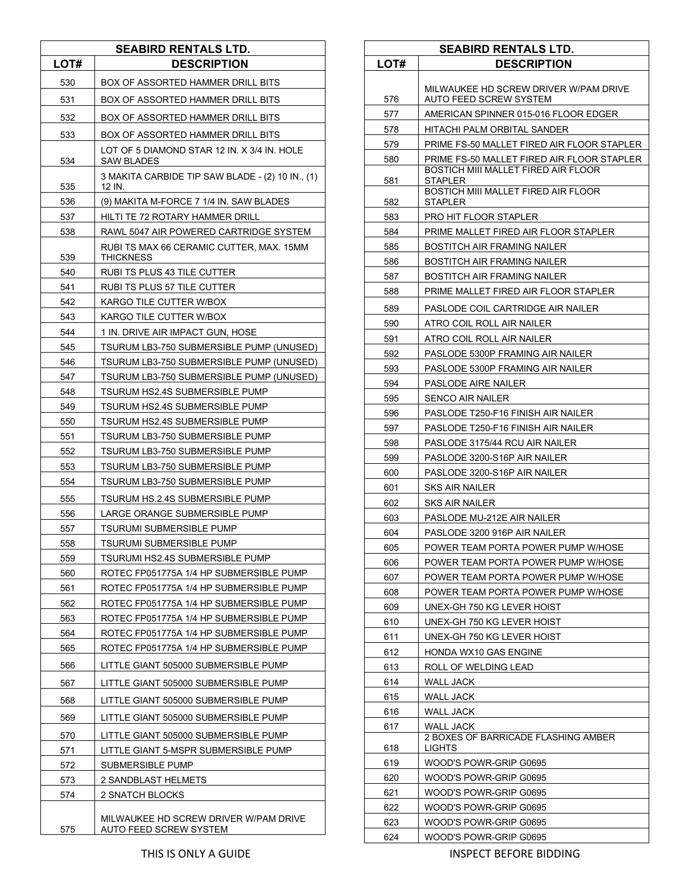| SEABIRD RENTALS LTD. | |
|---|---|
| LOT# | DESCRIPTION |
| 530 | BOX OF ASSORTED HAMMER DRILL BITS |
| 531 | BOX OF ASSORTED HAMMER DRILL BITS |
| 532 | BOX OF ASSORTED HAMMER DRILL BITS |
| 533 | BOX OF ASSORTED HAMMER DRILL BITS |
| 534 | LOT OF 5 DIAMOND STAR 12 IN. X 3/4 IN. HOLE SAW BLADES |
| 535 | 3 MAKITA CARBIDE TIP SAW BLADE - (2) 10 IN., (1) 12 IN. |
| 536 | (9) MAKITA M-FORCE 7 1/4 IN. SAW BLADES |
| 537 | HILTI TE 72 ROTARY HAMMER DRILL |
| 538 | RAWL 5047 AIR POWERED CARTRIDGE SYSTEM |
| 539 | RUBI TS MAX 66 CERAMIC CUTTER, MAX. 15MM THICKNESS |
| 540 | RUBI TS PLUS 43 TILE CUTTER |
| 541 | RUBI TS PLUS 57 TILE CUTTER |
| 542 | KARGO TILE CUTTER W/BOX |
| 543 | KARGO TILE CUTTER W/BOX |
| 544 | 1 IN. DRIVE AIR IMPACT GUN, HOSE |
| 545 | TSURUM LB3-750 SUBMERSIBLE PUMP (UNUSED) |
| 546 | TSURUM LB3-750 SUBMERSIBLE PUMP (UNUSED) |
| 547 | TSURUM LB3-750 SUBMERSIBLE PUMP (UNUSED) |
| 548 | TSURUM HS2.4S SUBMERSIBLE PUMP |
| 549 | TSURUM HS2.4S SUBMERSIBLE PUMP |
| 550 | TSURUM HS2.4S SUBMERSIBLE PUMP |
| 551 | TSURUM LB3-750 SUBMERSIBLE PUMP |
| 552 | TSURUM LB3-750 SUBMERSIBLE PUMP |
| 553 | TSURUM LB3-750 SUBMERSIBLE PUMP |
| 554 | TSURUM LB3-750 SUBMERSIBLE PUMP |
| 555 | TSURUM HS.2.4S SUBMERSIBLE PUMP |
| 556 | LARGE ORANGE SUBMERSIBLE PUMP |
| 557 | TSURUMI SUBMERSIBLE PUMP |
| 558 | TSURUMI SUBMERSIBLE PUMP |
| 559 | TSURUMI HS2.4S SUBMERSIBLE PUMP |
| 560 | ROTEC FP051775A 1/4 HP SUBMERSIBLE PUMP |
| 561 | ROTEC FP051775A 1/4 HP SUBMERSIBLE PUMP |
| 562 | ROTEC FP051775A 1/4 HP SUBMERSIBLE PUMP |
| 563 | ROTEC FP051775A 1/4 HP SUBMERSIBLE PUMP |
| 564 | ROTEC FP051775A 1/4 HP SUBMERSIBLE PUMP |
| 565 | ROTEC FP051775A 1/4 HP SUBMERSIBLE PUMP |
| 566 | LITTLE GIANT 505000 SUBMERSIBLE PUMP |
| 567 | LITTLE GIANT 505000 SUBMERSIBLE PUMP |
| 568 | LITTLE GIANT 505000 SUBMERSIBLE PUMP |
| 569 | LITTLE GIANT 505000 SUBMERSIBLE PUMP |
| 570 | LITTLE GIANT 505000 SUBMERSIBLE PUMP |
| 571 | LITTLE GIANT 5-MSPR SUBMERSIBLE PUMP |
| 572 | SUBMERSIBLE PUMP |
| 573 | 2 SANDBLAST HELMETS |
| 574 | 2 SNATCH BLOCKS |
| 575 | MILWAUKEE HD SCREW DRIVER W/PAM DRIVE AUTO FEED SCREW SYSTEM |
| 576 | MILWAUKEE HD SCREW DRIVER W/PAM DRIVE AUTO FEED SCREW SYSTEM |
| 577 | AMERICAN SPINNER 015-016 FLOOR EDGER |
| 578 | HITACHI PALM ORBITAL SANDER |
| 579 | PRIME FS-50 MALLET FIRED AIR FLOOR STAPLER |
| 580 | PRIME FS-50 MALLET FIRED AIR FLOOR STAPLER |
| 581 | BOSTICH MIII MALLET FIRED AIR FLOOR STAPLER |
| 582 | BOSTICH MIII MALLET FIRED AIR FLOOR STAPLER |
| 583 | PRO HIT FLOOR STAPLER |
| 584 | PRIME MALLET FIRED AIR FLOOR STAPLER |
| 585 | BOSTITCH AIR FRAMING NAILER |
| 586 | BOSTITCH AIR FRAMING NAILER |
| 587 | BOSTITCH AIR FRAMING NAILER |
| 588 | PRIME MALLET FIRED AIR FLOOR STAPLER |
| 589 | PASLODE COIL CARTRIDGE AIR NAILER |
| 590 | ATRO COIL ROLL AIR NAILER |
| 591 | ATRO COIL ROLL AIR NAILER |
| 592 | PASLODE 5300P FRAMING AIR NAILER |
| 593 | PASLODE 5300P FRAMING AIR NAILER |
| 594 | PASLODE AIRE NAILER |
| 595 | SENCO AIR NAILER |
| 596 | PASLODE T250-F16 FINISH AIR NAILER |
| 597 | PASLODE T250-F16 FINISH AIR NAILER |
| 598 | PASLODE 3175/44 RCU AIR NAILER |
| 599 | PASLODE 3200-S16P AIR NAILER |
| 600 | PASLODE 3200-S16P AIR NAILER |
| 601 | SKS AIR NAILER |
| 602 | SKS AIR NAILER |
| 603 | PASLODE MU-212E AIR NAILER |
| 604 | PASLODE 3200 916P AIR NAILER |
| 605 | POWER TEAM PORTA POWER PUMP W/HOSE |
| 606 | POWER TEAM PORTA POWER PUMP W/HOSE |
| 607 | POWER TEAM PORTA POWER PUMP W/HOSE |
| 608 | POWER TEAM PORTA POWER PUMP W/HOSE |
| 609 | UNEX-GH 750 KG LEVER HOIST |
| 610 | UNEX-GH 750 KG LEVER HOIST |
| 611 | UNEX-GH 750 KG LEVER HOIST |
| 612 | HONDA WX10 GAS ENGINE |
| 613 | ROLL OF WELDING LEAD |
| 614 | WALL JACK |
| 615 | WALL JACK |
| 616 | WALL JACK |
| 617 | WALL JACK |
| 618 | 2 BOXES OF BARRICADE FLASHING AMBER LIGHTS |
| 619 | WOOD'S POWR-GRIP G0695 |
| 620 | WOOD'S POWR-GRIP G0695 |
| 621 | WOOD'S POWR-GRIP G0695 |
| 622 | WOOD'S POWR-GRIP G0695 |
| 623 | WOOD'S POWR-GRIP G0695 |
| 624 | WOOD'S POWR-GRIP G0695 |

THIS IS ONLY A GUIDE

INSPECT BEFORE BIDDING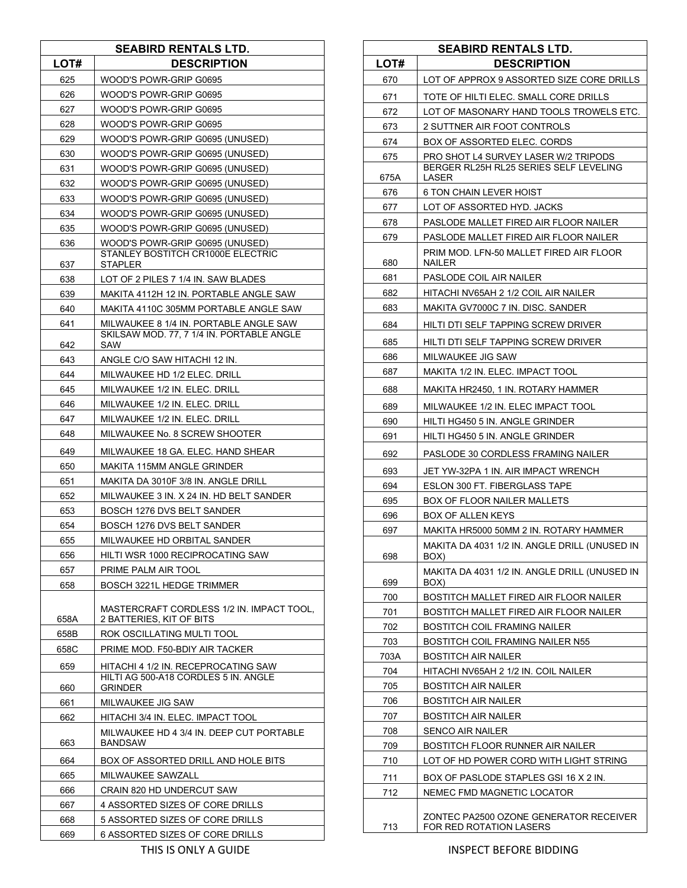| SEABIRD RENTALS LTD. | |
|---|---|
| LOT# | DESCRIPTION |
| 625 | WOOD'S POWR-GRIP G0695 |
| 626 | WOOD'S POWR-GRIP G0695 |
| 627 | WOOD'S POWR-GRIP G0695 |
| 628 | WOOD'S POWR-GRIP G0695 |
| 629 | WOOD'S POWR-GRIP G0695 (UNUSED) |
| 630 | WOOD'S POWR-GRIP G0695 (UNUSED) |
| 631 | WOOD'S POWR-GRIP G0695 (UNUSED) |
| 632 | WOOD'S POWR-GRIP G0695 (UNUSED) |
| 633 | WOOD'S POWR-GRIP G0695 (UNUSED) |
| 634 | WOOD'S POWR-GRIP G0695 (UNUSED) |
| 635 | WOOD'S POWR-GRIP G0695 (UNUSED) |
| 636 | WOOD'S POWR-GRIP G0695 (UNUSED) |
| 637 | STANLEY BOSTITCH CR1000E ELECTRIC STAPLER |
| 638 | LOT OF 2 PILES 7 1/4 IN. SAW BLADES |
| 639 | MAKITA 4112H 12 IN. PORTABLE ANGLE SAW |
| 640 | MAKITA 4110C 305MM PORTABLE ANGLE SAW |
| 641 | MILWAUKEE 8 1/4 IN. PORTABLE ANGLE SAW |
| 642 | SKILSAW MOD. 77, 7 1/4 IN. PORTABLE ANGLE SAW |
| 643 | ANGLE C/O SAW HITACHI 12 IN. |
| 644 | MILWAUKEE HD 1/2 ELEC. DRILL |
| 645 | MILWAUKEE 1/2 IN. ELEC. DRILL |
| 646 | MILWAUKEE 1/2 IN. ELEC. DRILL |
| 647 | MILWAUKEE 1/2 IN. ELEC. DRILL |
| 648 | MILWAUKEE No. 8 SCREW SHOOTER |
| 649 | MILWAUKEE 18 GA. ELEC. HAND SHEAR |
| 650 | MAKITA 115MM ANGLE GRINDER |
| 651 | MAKITA DA 3010F 3/8 IN. ANGLE DRILL |
| 652 | MILWAUKEE 3 IN. X 24 IN. HD BELT SANDER |
| 653 | BOSCH 1276 DVS BELT SANDER |
| 654 | BOSCH 1276 DVS BELT SANDER |
| 655 | MILWAUKEE HD ORBITAL SANDER |
| 656 | HILTI WSR 1000 RECIPROCATING SAW |
| 657 | PRIME PALM AIR TOOL |
| 658 | BOSCH 3221L HEDGE TRIMMER |
| 658A | MASTERCRAFT CORDLESS 1/2 IN. IMPACT TOOL, 2 BATTERIES, KIT OF BITS |
| 658B | ROK OSCILLATING MULTI TOOL |
| 658C | PRIME MOD. F50-BDIY AIR TACKER |
| 659 | HITACHI 4 1/2 IN. RECEPROCATING SAW |
| 660 | HILTI AG 500-A18 CORDLES 5 IN. ANGLE GRINDER |
| 661 | MILWAUKEE JIG SAW |
| 662 | HITACHI 3/4 IN. ELEC. IMPACT TOOL |
| 663 | MILWAUKEE HD 4 3/4 IN. DEEP CUT PORTABLE BANDSAW |
| 664 | BOX OF ASSORTED DRILL AND HOLE BITS |
| 665 | MILWAUKEE SAWZALL |
| 666 | CRAIN 820 HD UNDERCUT SAW |
| 667 | 4 ASSORTED SIZES OF CORE DRILLS |
| 668 | 5 ASSORTED SIZES OF CORE DRILLS |
| 669 | 6 ASSORTED SIZES OF CORE DRILLS |

| SEABIRD RENTALS LTD. | |
|---|---|
| LOT# | DESCRIPTION |
| 670 | LOT OF APPROX 9 ASSORTED SIZE CORE DRILLS |
| 671 | TOTE OF HILTI ELEC. SMALL CORE DRILLS |
| 672 | LOT OF MASONARY HAND TOOLS TROWELS ETC. |
| 673 | 2 SUTTNER AIR FOOT CONTROLS |
| 674 | BOX OF ASSORTED ELEC. CORDS |
| 675 | PRO SHOT L4 SURVEY LASER W/2 TRIPODS |
| 675A | BERGER RL25H RL25 SERIES SELF LEVELING LASER |
| 676 | 6 TON CHAIN LEVER HOIST |
| 677 | LOT OF ASSORTED HYD. JACKS |
| 678 | PASLODE MALLET FIRED AIR FLOOR NAILER |
| 679 | PASLODE MALLET FIRED AIR FLOOR NAILER |
| 680 | PRIM MOD. LFN-50 MALLET FIRED AIR FLOOR NAILER |
| 681 | PASLODE COIL AIR NAILER |
| 682 | HITACHI NV65AH 2 1/2 COIL AIR NAILER |
| 683 | MAKITA GV7000C 7 IN. DISC. SANDER |
| 684 | HILTI DTI SELF TAPPING SCREW DRIVER |
| 685 | HILTI DTI SELF TAPPING SCREW DRIVER |
| 686 | MILWAUKEE JIG SAW |
| 687 | MAKITA 1/2 IN. ELEC. IMPACT TOOL |
| 688 | MAKITA HR2450, 1 IN. ROTARY HAMMER |
| 689 | MILWAUKEE 1/2 IN. ELEC IMPACT TOOL |
| 690 | HILTI HG450 5 IN. ANGLE GRINDER |
| 691 | HILTI HG450 5 IN. ANGLE GRINDER |
| 692 | PASLODE 30 CORDLESS FRAMING NAILER |
| 693 | JET YW-32PA 1 IN. AIR IMPACT WRENCH |
| 694 | ESLON 300 FT. FIBERGLASS TAPE |
| 695 | BOX OF FLOOR NAILER MALLETS |
| 696 | BOX OF ALLEN KEYS |
| 697 | MAKITA HR5000 50MM 2 IN. ROTARY HAMMER |
| 698 | MAKITA DA 4031 1/2 IN. ANGLE DRILL (UNUSED IN BOX) |
| 699 | MAKITA DA 4031 1/2 IN. ANGLE DRILL (UNUSED IN BOX) |
| 700 | BOSTITCH MALLET FIRED AIR FLOOR NAILER |
| 701 | BOSTITCH MALLET FIRED AIR FLOOR NAILER |
| 702 | BOSTITCH COIL FRAMING NAILER |
| 703 | BOSTITCH COIL FRAMING NAILER N55 |
| 703A | BOSTITCH AIR NAILER |
| 704 | HITACHI NV65AH 2 1/2 IN. COIL NAILER |
| 705 | BOSTITCH AIR NAILER |
| 706 | BOSTITCH AIR NAILER |
| 707 | BOSTITCH AIR NAILER |
| 708 | SENCO AIR NAILER |
| 709 | BOSTITCH FLOOR RUNNER AIR NAILER |
| 710 | LOT OF HD POWER CORD WITH LIGHT STRING |
| 711 | BOX OF PASLODE STAPLES GSI 16 X 2 IN. |
| 712 | NEMEC FMD MAGNETIC LOCATOR |
| 713 | ZONTEC PA2500 OZONE GENERATOR RECEIVER FOR RED ROTATION LASERS |

THIS IS ONLY A GUIDE

INSPECT BEFORE BIDDING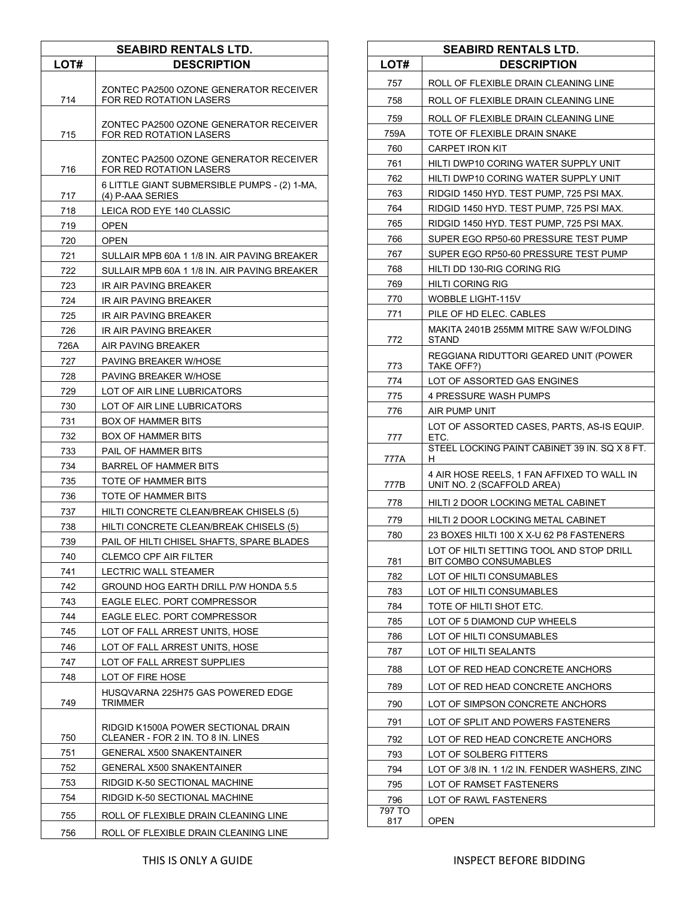| SEABIRD RENTALS LTD. | |
|---|---|
| LOT# | DESCRIPTION |
| 714 | ZONTEC PA2500 OZONE GENERATOR RECEIVER FOR RED ROTATION LASERS |
| 715 | ZONTEC PA2500 OZONE GENERATOR RECEIVER FOR RED ROTATION LASERS |
| 716 | ZONTEC PA2500 OZONE GENERATOR RECEIVER FOR RED ROTATION LASERS |
| 717 | 6 LITTLE GIANT SUBMERSIBLE PUMPS - (2) 1-MA, (4) P-AAA SERIES |
| 718 | LEICA ROD EYE 140 CLASSIC |
| 719 | OPEN |
| 720 | OPEN |
| 721 | SULLAIR MPB 60A 1 1/8 IN. AIR PAVING BREAKER |
| 722 | SULLAIR MPB 60A 1 1/8 IN. AIR PAVING BREAKER |
| 723 | IR AIR PAVING BREAKER |
| 724 | IR AIR PAVING BREAKER |
| 725 | IR AIR PAVING BREAKER |
| 726 | IR AIR PAVING BREAKER |
| 726A | AIR PAVING BREAKER |
| 727 | PAVING BREAKER W/HOSE |
| 728 | PAVING BREAKER W/HOSE |
| 729 | LOT OF AIR LINE LUBRICATORS |
| 730 | LOT OF AIR LINE LUBRICATORS |
| 731 | BOX OF HAMMER BITS |
| 732 | BOX OF HAMMER BITS |
| 733 | PAIL OF HAMMER BITS |
| 734 | BARREL OF HAMMER BITS |
| 735 | TOTE OF HAMMER BITS |
| 736 | TOTE OF HAMMER BITS |
| 737 | HILTI CONCRETE CLEAN/BREAK CHISELS (5) |
| 738 | HILTI CONCRETE CLEAN/BREAK CHISELS (5) |
| 739 | PAIL OF HILTI CHISEL SHAFTS, SPARE BLADES |
| 740 | CLEMCO CPF AIR FILTER |
| 741 | LECTRIC WALL STEAMER |
| 742 | GROUND HOG EARTH DRILL P/W HONDA 5.5 |
| 743 | EAGLE ELEC. PORT COMPRESSOR |
| 744 | EAGLE ELEC. PORT COMPRESSOR |
| 745 | LOT OF FALL ARREST UNITS, HOSE |
| 746 | LOT OF FALL ARREST UNITS, HOSE |
| 747 | LOT OF FALL ARREST SUPPLIES |
| 748 | LOT OF FIRE HOSE |
| 749 | HUSQVARNA 225H75 GAS POWERED EDGE TRIMMER |
| 750 | RIDGID K1500A POWER SECTIONAL DRAIN CLEANER - FOR 2 IN. TO 8 IN. LINES |
| 751 | GENERAL X500 SNAKENTAINER |
| 752 | GENERAL X500 SNAKENTAINER |
| 753 | RIDGID K-50 SECTIONAL MACHINE |
| 754 | RIDGID K-50 SECTIONAL MACHINE |
| 755 | ROLL OF FLEXIBLE DRAIN CLEANING LINE |
| 756 | ROLL OF FLEXIBLE DRAIN CLEANING LINE |
| 757 | ROLL OF FLEXIBLE DRAIN CLEANING LINE |
| 758 | ROLL OF FLEXIBLE DRAIN CLEANING LINE |
| 759 | ROLL OF FLEXIBLE DRAIN CLEANING LINE |
| 759A | TOTE OF FLEXIBLE DRAIN SNAKE |
| 760 | CARPET IRON KIT |
| 761 | HILTI DWP10 CORING WATER SUPPLY UNIT |
| 762 | HILTI DWP10 CORING WATER SUPPLY UNIT |
| 763 | RIDGID 1450 HYD. TEST PUMP, 725 PSI MAX. |
| 764 | RIDGID 1450 HYD. TEST PUMP, 725 PSI MAX. |
| 765 | RIDGID 1450 HYD. TEST PUMP, 725 PSI MAX. |
| 766 | SUPER EGO RP50-60 PRESSURE TEST PUMP |
| 767 | SUPER EGO RP50-60 PRESSURE TEST PUMP |
| 768 | HILTI DD 130-RIG CORING RIG |
| 769 | HILTI CORING RIG |
| 770 | WOBBLE LIGHT-115V |
| 771 | PILE OF HD ELEC. CABLES |
| 772 | MAKITA 2401B 255MM MITRE SAW W/FOLDING STAND |
| 773 | REGGIANA RIDUTTORI GEARED UNIT (POWER TAKE OFF?) |
| 774 | LOT OF ASSORTED GAS ENGINES |
| 775 | 4 PRESSURE WASH PUMPS |
| 776 | AIR PUMP UNIT |
| 777 | LOT OF ASSORTED CASES, PARTS, AS-IS EQUIP. ETC. |
| 777A | STEEL LOCKING PAINT CABINET 39 IN. SQ X 8 FT. H |
| 777B | 4 AIR HOSE REELS, 1 FAN AFFIXED TO WALL IN UNIT NO. 2 (SCAFFOLD AREA) |
| 778 | HILTI 2 DOOR LOCKING METAL CABINET |
| 779 | HILTI 2 DOOR LOCKING METAL CABINET |
| 780 | 23 BOXES HILTI 100 X X-U 62 P8 FASTENERS |
| 781 | LOT OF HILTI SETTING TOOL AND STOP DRILL BIT COMBO CONSUMABLES |
| 782 | LOT OF HILTI CONSUMABLES |
| 783 | LOT OF HILTI CONSUMABLES |
| 784 | TOTE OF HILTI SHOT ETC. |
| 785 | LOT OF 5 DIAMOND CUP WHEELS |
| 786 | LOT OF HILTI CONSUMABLES |
| 787 | LOT OF HILTI SEALANTS |
| 788 | LOT OF RED HEAD CONCRETE ANCHORS |
| 789 | LOT OF RED HEAD CONCRETE ANCHORS |
| 790 | LOT OF SIMPSON CONCRETE ANCHORS |
| 791 | LOT OF SPLIT AND POWERS FASTENERS |
| 792 | LOT OF RED HEAD CONCRETE ANCHORS |
| 793 | LOT OF SOLBERG FITTERS |
| 794 | LOT OF 3/8 IN. 1 1/2 IN. FENDER WASHERS, ZINC |
| 795 | LOT OF RAMSET FASTENERS |
| 796 | LOT OF RAWL FASTENERS |
| 797 TO 817 | OPEN |

THIS IS ONLY A GUIDE INSPECT BEFORE BIDDING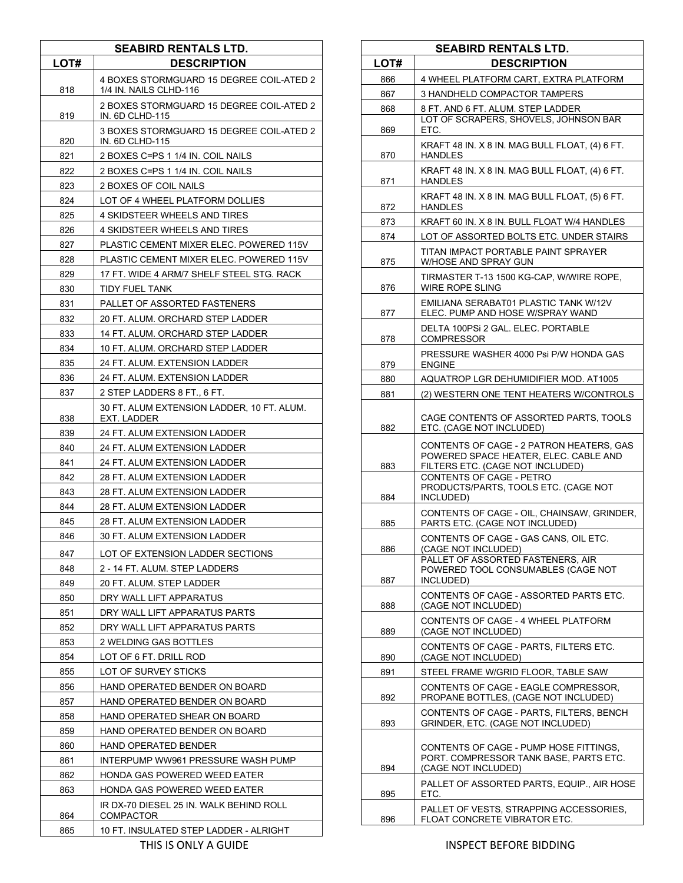| SEABIRD RENTALS LTD. | |
|---|---|
| LOT# | DESCRIPTION |
| 818 | 4 BOXES STORMGUARD 15 DEGREE COIL-ATED 2 1/4 IN. NAILS CLHD-116 |
| 819 | 2 BOXES STORMGUARD 15 DEGREE COIL-ATED 2 IN. 6D CLHD-115 |
| 820 | 3 BOXES STORMGUARD 15 DEGREE COIL-ATED 2 IN. 6D CLHD-115 |
| 821 | 2 BOXES C=PS 1 1/4 IN. COIL NAILS |
| 822 | 2 BOXES C=PS 1 1/4 IN. COIL NAILS |
| 823 | 2 BOXES OF COIL NAILS |
| 824 | LOT OF 4 WHEEL PLATFORM DOLLIES |
| 825 | 4 SKIDSTEER WHEELS AND TIRES |
| 826 | 4 SKIDSTEER WHEELS AND TIRES |
| 827 | PLASTIC CEMENT MIXER ELEC. POWERED 115V |
| 828 | PLASTIC CEMENT MIXER ELEC. POWERED 115V |
| 829 | 17 FT. WIDE 4 ARM/7 SHELF STEEL STG. RACK |
| 830 | TIDY FUEL TANK |
| 831 | PALLET OF ASSORTED FASTENERS |
| 832 | 20 FT. ALUM. ORCHARD STEP LADDER |
| 833 | 14 FT. ALUM. ORCHARD STEP LADDER |
| 834 | 10 FT. ALUM. ORCHARD STEP LADDER |
| 835 | 24 FT. ALUM. EXTENSION LADDER |
| 836 | 24 FT. ALUM. EXTENSION LADDER |
| 837 | 2 STEP LADDERS 8 FT., 6 FT. |
| 838 | 30 FT. ALUM EXTENSION LADDER, 10 FT. ALUM. EXT. LADDER |
| 839 | 24 FT. ALUM EXTENSION LADDER |
| 840 | 24 FT. ALUM EXTENSION LADDER |
| 841 | 24 FT. ALUM EXTENSION LADDER |
| 842 | 28 FT. ALUM EXTENSION LADDER |
| 843 | 28 FT. ALUM EXTENSION LADDER |
| 844 | 28 FT. ALUM EXTENSION LADDER |
| 845 | 28 FT. ALUM EXTENSION LADDER |
| 846 | 30 FT. ALUM EXTENSION LADDER |
| 847 | LOT OF EXTENSION LADDER SECTIONS |
| 848 | 2 - 14 FT. ALUM. STEP LADDERS |
| 849 | 20 FT. ALUM. STEP LADDER |
| 850 | DRY WALL LIFT APPARATUS |
| 851 | DRY WALL LIFT APPARATUS PARTS |
| 852 | DRY WALL LIFT APPARATUS PARTS |
| 853 | 2 WELDING GAS BOTTLES |
| 854 | LOT OF 6 FT. DRILL ROD |
| 855 | LOT OF SURVEY STICKS |
| 856 | HAND OPERATED BENDER ON BOARD |
| 857 | HAND OPERATED BENDER ON BOARD |
| 858 | HAND OPERATED SHEAR ON BOARD |
| 859 | HAND OPERATED BENDER ON BOARD |
| 860 | HAND OPERATED BENDER |
| 861 | INTERPUMP WW961 PRESSURE WASH PUMP |
| 862 | HONDA GAS POWERED WEED EATER |
| 863 | HONDA GAS POWERED WEED EATER |
| 864 | IR DX-70 DIESEL 25 IN. WALK BEHIND ROLL COMPACTOR |
| 865 | 10 FT. INSULATED STEP LADDER - ALRIGHT |

THIS IS ONLY A GUIDE

| SEABIRD RENTALS LTD. | |
|---|---|
| LOT# | DESCRIPTION |
| 866 | 4 WHEEL PLATFORM CART, EXTRA PLATFORM |
| 867 | 3 HANDHELD COMPACTOR TAMPERS |
| 868 | 8 FT. AND 6 FT. ALUM. STEP LADDER |
| 869 | LOT OF SCRAPERS, SHOVELS, JOHNSON BAR ETC. |
| 870 | KRAFT 48 IN. X 8 IN. MAG BULL FLOAT, (4) 6 FT. HANDLES |
| 871 | KRAFT 48 IN. X 8 IN. MAG BULL FLOAT, (4) 6 FT. HANDLES |
| 872 | KRAFT 48 IN. X 8 IN. MAG BULL FLOAT, (5) 6 FT. HANDLES |
| 873 | KRAFT 60 IN. X 8 IN. BULL FLOAT W/4 HANDLES |
| 874 | LOT OF ASSORTED BOLTS ETC. UNDER STAIRS |
| 875 | TITAN IMPACT PORTABLE PAINT SPRAYER W/HOSE AND SPRAY GUN |
| 876 | TIRMASTER T-13 1500 KG-CAP, W/WIRE ROPE, WIRE ROPE SLING |
| 877 | EMILIANA SERABAT01 PLASTIC TANK W/12V ELEC. PUMP AND HOSE W/SPRAY WAND |
| 878 | DELTA 100PSi 2 GAL. ELEC. PORTABLE COMPRESSOR |
| 879 | PRESSURE WASHER 4000 Psi P/W HONDA GAS ENGINE |
| 880 | AQUATROP LGR DEHUMIDIFIER MOD. AT1005 |
| 881 | (2) WESTERN ONE TENT HEATERS W/CONTROLS |
| 882 | CAGE CONTENTS OF ASSORTED PARTS, TOOLS ETC. (CAGE NOT INCLUDED) |
| 883 | CONTENTS OF CAGE - 2 PATRON HEATERS, GAS POWERED SPACE HEATER, ELEC. CABLE AND FILTERS ETC. (CAGE NOT INCLUDED) |
| 884 | CONTENTS OF CAGE - PETRO PRODUCTS/PARTS, TOOLS ETC. (CAGE NOT INCLUDED) |
| 885 | CONTENTS OF CAGE - OIL, CHAINSAW, GRINDER, PARTS ETC. (CAGE NOT INCLUDED) |
| 886 | CONTENTS OF CAGE - GAS CANS, OIL ETC. (CAGE NOT INCLUDED) |
| 887 | PALLET OF ASSORTED FASTENERS, AIR POWERED TOOL CONSUMABLES (CAGE NOT INCLUDED) |
| 888 | CONTENTS OF CAGE - ASSORTED PARTS ETC. (CAGE NOT INCLUDED) |
| 889 | CONTENTS OF CAGE - 4 WHEEL PLATFORM (CAGE NOT INCLUDED) |
| 890 | CONTENTS OF CAGE - PARTS, FILTERS ETC. (CAGE NOT INCLUDED) |
| 891 | STEEL FRAME W/GRID FLOOR, TABLE SAW |
| 892 | CONTENTS OF CAGE - EAGLE COMPRESSOR, PROPANE BOTTLES, (CAGE NOT INCLUDED) |
| 893 | CONTENTS OF CAGE - PARTS, FILTERS, BENCH GRINDER, ETC. (CAGE NOT INCLUDED) |
| 894 | CONTENTS OF CAGE - PUMP HOSE FITTINGS, PORT. COMPRESSOR TANK BASE, PARTS ETC. (CAGE NOT INCLUDED) |
| 895 | PALLET OF ASSORTED PARTS, EQUIP., AIR HOSE ETC. |
| 896 | PALLET OF VESTS, STRAPPING ACCESSORIES, FLOAT CONCRETE VIBRATOR ETC. |

INSPECT BEFORE BIDDING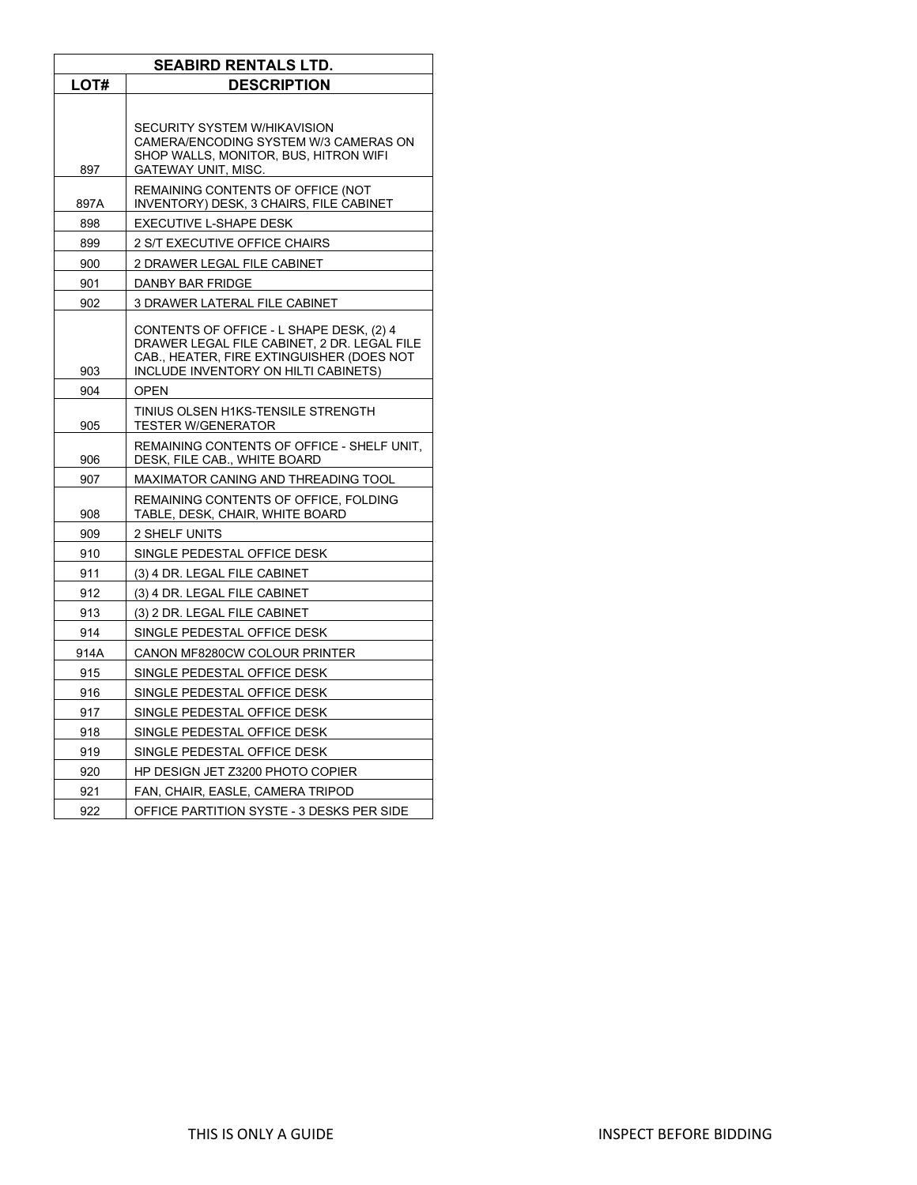| SEABIRD RENTALS LTD. | |
|---|---|
| **LOT#** | **DESCRIPTION** |
| 897 | SECURITY SYSTEM W/HIKAVISION CAMERA/ENCODING SYSTEM W/3 CAMERAS ON SHOP WALLS, MONITOR, BUS, HITRON WIFI GATEWAY UNIT, MISC. |
| 897A | REMAINING CONTENTS OF OFFICE (NOT INVENTORY) DESK, 3 CHAIRS, FILE CABINET |
| 898 | EXECUTIVE L-SHAPE DESK |
| 899 | 2 S/T EXECUTIVE OFFICE CHAIRS |
| 900 | 2 DRAWER LEGAL FILE CABINET |
| 901 | DANBY BAR FRIDGE |
| 902 | 3 DRAWER LATERAL FILE CABINET |
| 903 | CONTENTS OF OFFICE - L SHAPE DESK, (2) 4 DRAWER LEGAL FILE CABINET, 2 DR. LEGAL FILE CAB., HEATER, FIRE EXTINGUISHER (DOES NOT INCLUDE INVENTORY ON HILTI CABINETS) |
| 904 | OPEN |
| 905 | TINIUS OLSEN H1KS-TENSILE STRENGTH TESTER W/GENERATOR |
| 906 | REMAINING CONTENTS OF OFFICE - SHELF UNIT, DESK, FILE CAB., WHITE BOARD |
| 907 | MAXIMATOR CANING AND THREADING TOOL |
| 908 | REMAINING CONTENTS OF OFFICE, FOLDING TABLE, DESK, CHAIR, WHITE BOARD |
| 909 | 2 SHELF UNITS |
| 910 | SINGLE PEDESTAL OFFICE DESK |
| 911 | (3) 4 DR. LEGAL FILE CABINET |
| 912 | (3) 4 DR. LEGAL FILE CABINET |
| 913 | (3) 2 DR. LEGAL FILE CABINET |
| 914 | SINGLE PEDESTAL OFFICE DESK |
| 914A | CANON MF8280CW COLOUR PRINTER |
| 915 | SINGLE PEDESTAL OFFICE DESK |
| 916 | SINGLE PEDESTAL OFFICE DESK |
| 917 | SINGLE PEDESTAL OFFICE DESK |
| 918 | SINGLE PEDESTAL OFFICE DESK |
| 919 | SINGLE PEDESTAL OFFICE DESK |
| 920 | HP DESIGN JET Z3200 PHOTO COPIER |
| 921 | FAN, CHAIR, EASLE, CAMERA TRIPOD |
| 922 | OFFICE PARTITION SYSTE - 3 DESKS PER SIDE |